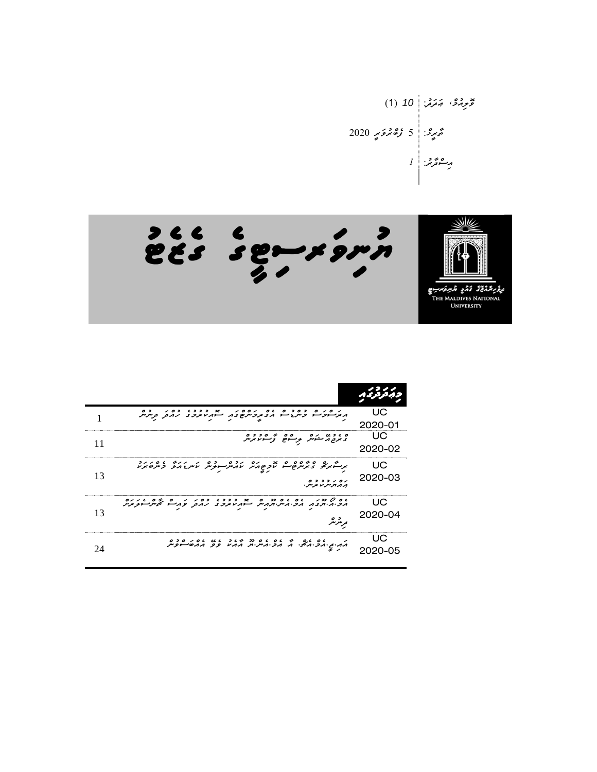ވޮލިއުމް، އަދަދު: 10 (1)

ތާރީޚު: 5 ފެބްރުއަރީ 2020

އިސްދާރު: 1

# ޔުނިވަރސިޓީގެ ގެޒެޓް

ދިވެހިރާއްޖޭގެ ޤައުމީ ޔުނިވަރސިޓީ
THE MALDIVES NATIONAL UNIVERSITY

**މި އަދަދުގައި**

| | | |
|---|---|---|
| UC 2020-01 | އިރާސްމަސް މަންޑަސް އެގްރީމަންޓްގައި ސޮއިކުރުމުގެ ހުއްދަ ދިނުން | 1 |
| UC 2020-02 | ގްރެޖުއޭޝަން ޕޮލިސީ ފާސްކުރުން | 11 |
| UC 2020-03 | ރިސާރޗް ގްރާންޓްސް ކޮމިޓީއަށް ކައުންސިލުން ކަނޑައަޅާ މެންބަރަކު އައްޔަނުކުރުން. | 13 |
| UC 2020-04 | އެމް.އޯ.ޔޫ.ތަކުގައި އެމް.އެން.ޔޫ.އިން ސޮއިކުރުމުގެ ހުއްދަ ވައިސް ޗާންސެލަރަށް ދިނުން | 13 |
| UC 2020-05 | އައި.ޕީ.އެމް.އެލް. އާ އެމް.އެން.ޔޫ އާއި ދެމެދު އެއްބަސްވުން | 24 |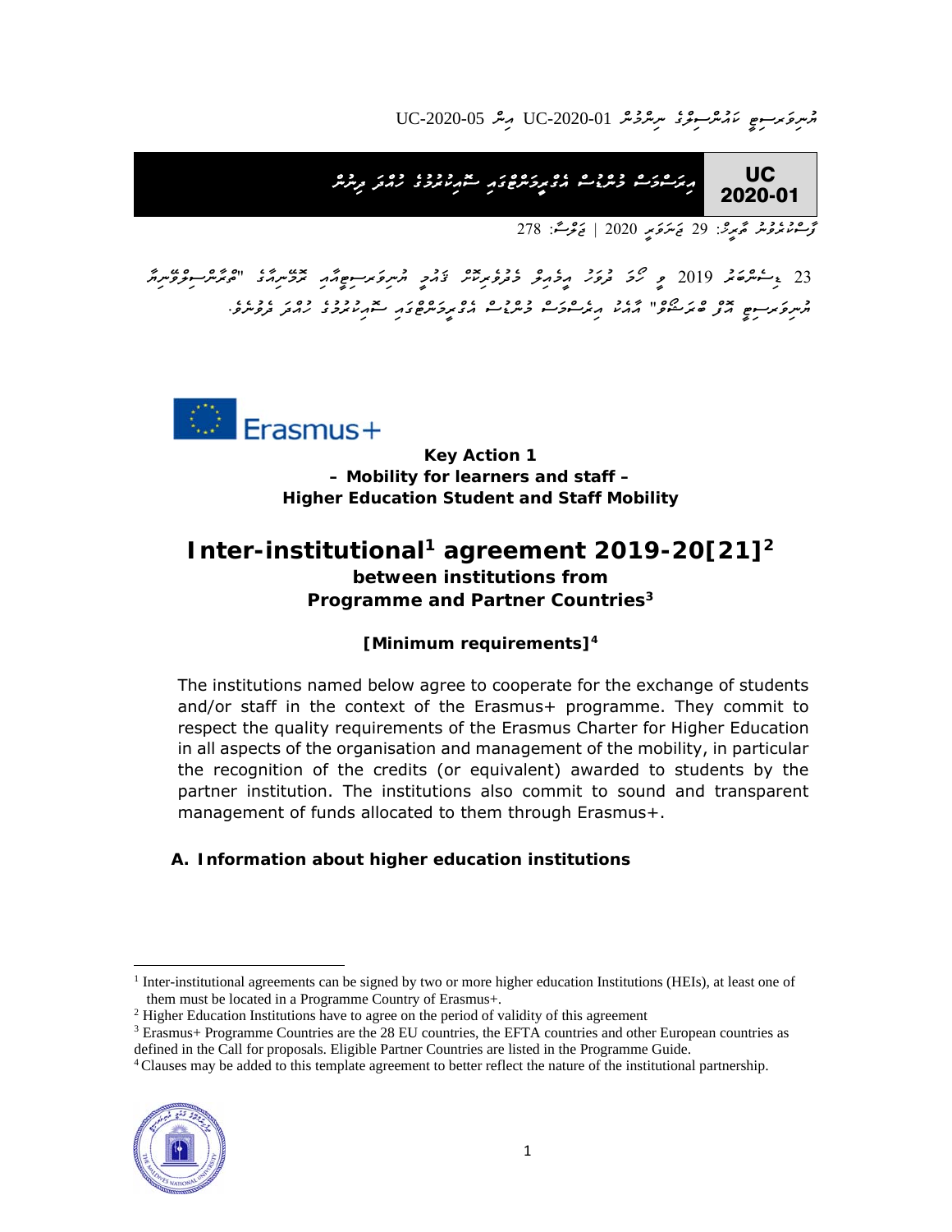| | |
|---|---|
| **UC 2020-01** | **އިރާސްމަސް މޮބިލިޓީ އެގްރިމަންޓުގައި ސޮއިކުރުމުގެ ހުއްދަ ދިނުން** |

ފާސްކުރެވުނު ތާރީޚު: 29 ޖަނަވަރީ 2020 | ޖަލްސާ: 278

23 ޑިސެންބަރު 2019 ވީ ހޯމަ ދުވަހު ބޭއްވި މަޝްވަރާތަކުން ފައްޓަ ޔުނިވަރސިޓީއާއި ބާސިލޯނާގެ "ޕޮމްޕެއު ފާބްރާ ޔުނިވަރސިޓީ އޮފް ބަރސެލޯނާ" އާއެކު އިރާސްމަސް މޮބިލިޓީ އެގްރިމަންޓުގައި ސޮއިކުރުމަށް ހުއްދަ ދެވުނެވެ.

Erasmus+

**Key Action 1**
**– Mobility for learners and staff –**
**Higher Education Student and Staff Mobility**

# Inter-institutional[1] agreement 2019-20[21][2]

## between institutions from Programme and Partner Countries[3]

**[Minimum requirements][4]**

The institutions named below agree to cooperate for the exchange of students and/or staff in the context of the Erasmus+ programme. They commit to respect the quality requirements of the Erasmus Charter for Higher Education in all aspects of the organisation and management of the mobility, in particular the recognition of the credits (or equivalent) awarded to students by the partner institution. The institutions also commit to sound and transparent management of funds allocated to them through Erasmus+.

### A. Information about higher education institutions

---

[1] Inter-institutional agreements can be signed by two or more higher education Institutions (HEIs), at least one of them must be located in a Programme Country of Erasmus+.

[2] Higher Education Institutions have to agree on the period of validity of this agreement

[3] Erasmus+ Programme Countries are the 28 EU countries, the EFTA countries and other European countries as defined in the Call for proposals. Eligible Partner Countries are listed in the Programme Guide.

[4] Clauses may be added to this template agreement to better reflect the nature of the institutional partnership.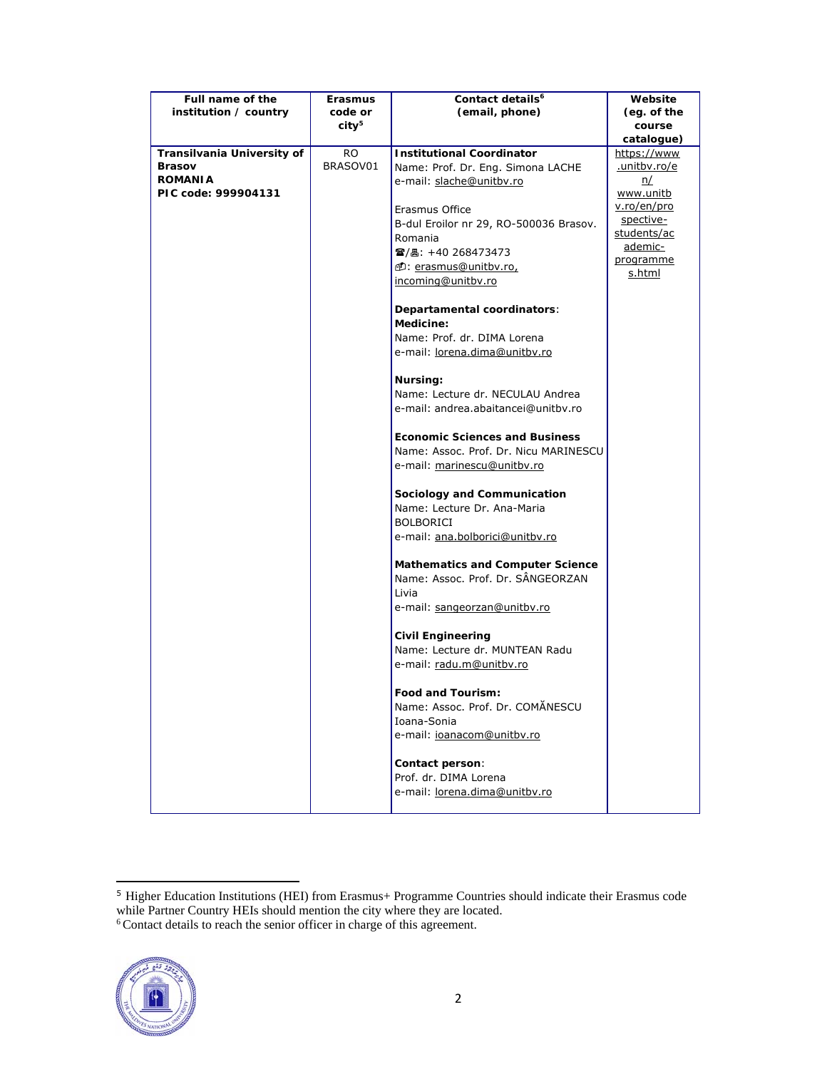| Full name of the institution / country | Erasmus code or city[5] | Contact details[6] (email, phone) | Website (eg. of the course catalogue) |
|---|---|---|---|
| **Transilvania University of Brasov**<br>**ROMANIA**<br>**PIC code: 999904131** | RO BRASOV01 | **Institutional Coordinator**<br>Name: Prof. Dr. Eng. Simona LACHE<br>e-mail: slache@unitbv.ro<br><br>Erasmus Office<br>B-dul Eroilor nr 29, RO-500036 Brasov. Romania<br>☎/🖷: +40 268473473<br>✉: erasmus@unitbv.ro, incoming@unitbv.ro<br><br>**Departamental coordinators**:<br>**Medicine:**<br>Name: Prof. dr. DIMA Lorena<br>e-mail: lorena.dima@unitbv.ro<br><br>**Nursing:**<br>Name: Lecture dr. NECULAU Andrea<br>e-mail: andrea.abaitancei@unitbv.ro<br><br>**Economic Sciences and Business**<br>Name: Assoc. Prof. Dr. Nicu MARINESCU<br>e-mail: marinescu@unitbv.ro<br><br>**Sociology and Communication**<br>Name: Lecture Dr. Ana-Maria BOLBORICI<br>e-mail: ana.bolborici@unitbv.ro<br><br>**Mathematics and Computer Science**<br>Name: Assoc. Prof. Dr. SÂNGEORZAN Livia<br>e-mail: sangeorzan@unitbv.ro<br><br>**Civil Engineering**<br>Name: Lecture dr. MUNTEAN Radu<br>e-mail: radu.m@unitbv.ro<br><br>**Food and Tourism:**<br>Name: Assoc. Prof. Dr. COMĂNESCU Ioana-Sonia<br>e-mail: ioanacom@unitbv.ro<br><br>**Contact person**:<br>Prof. dr. DIMA Lorena<br>e-mail: lorena.dima@unitbv.ro | https://www.unitbv.ro/en/<br>www.unitbv.ro/en/prospective-students/academic-programmes.html |

[5] Higher Education Institutions (HEI) from Erasmus+ Programme Countries should indicate their Erasmus code while Partner Country HEIs should mention the city where they are located.

[6] Contact details to reach the senior officer in charge of this agreement.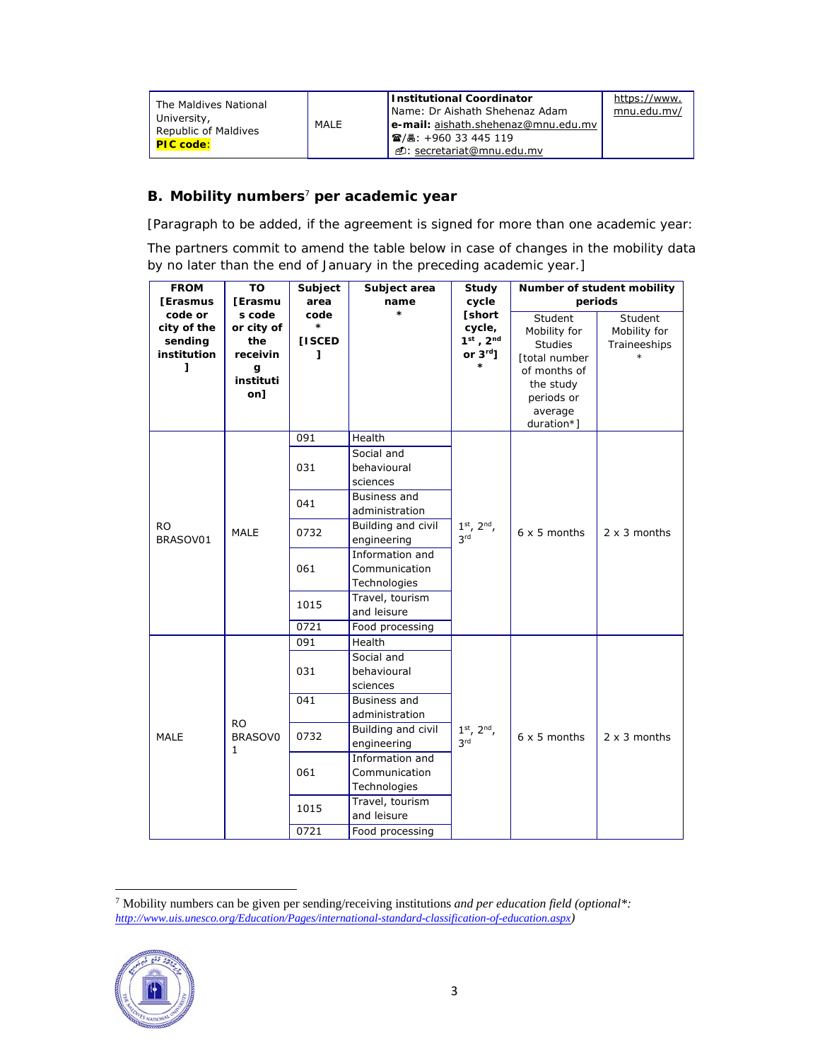| | | | |
|---|---|---|---|
| The Maldives National University, Republic of Maldives **PIC code**: | MALE | **Institutional Coordinator** Name: Dr Aishath Shehenaz Adam **e-mail:** aishath.shehenaz@mnu.edu.mv ☎/🖷: +960 33 445 119 🖃: secretariat@mnu.edu.mv | https://www.mnu.edu.mv/ |

## B. Mobility numbers[7] per academic year

[Paragraph to be added, if the agreement is signed for more than one academic year:

The partners commit to amend the table below in case of changes in the mobility data by no later than the end of January in the preceding academic year.]

| FROM [Erasmus code or city of the sending institution] | TO [Erasmus code or city of the receiving institution] | Subject area code * [ISCED] | Subject area name * | Study cycle [short cycle, 1st, 2nd or 3rd] * | Number of student mobility periods | |
|---|---|---|---|---|---|---|
| | | | | | Student Mobility for Studies [total number of months of the study periods or average duration*] | Student Mobility for Traineeships * |
| RO BRASOV01 | MALE | 091 | Health | 1st, 2nd, 3rd | 6 x 5 months | 2 x 3 months |
| | | 031 | Social and behavioural sciences | | | |
| | | 041 | Business and administration | | | |
| | | 0732 | Building and civil engineering | | | |
| | | 061 | Information and Communication Technologies | | | |
| | | 1015 | Travel, tourism and leisure | | | |
| | | 0721 | Food processing | | | |
| MALE | RO BRASOV01 | 091 | Health | 1st, 2nd, 3rd | 6 x 5 months | 2 x 3 months |
| | | 031 | Social and behavioural sciences | | | |
| | | 041 | Business and administration | | | |
| | | 0732 | Building and civil engineering | | | |
| | | 061 | Information and Communication Technologies | | | |
| | | 1015 | Travel, tourism and leisure | | | |
| | | 0721 | Food processing | | | |

[7] Mobility numbers can be given per sending/receiving institutions *and per education field (optional*: http://www.uis.unesco.org/Education/Pages/international-standard-classification-of-education.aspx)*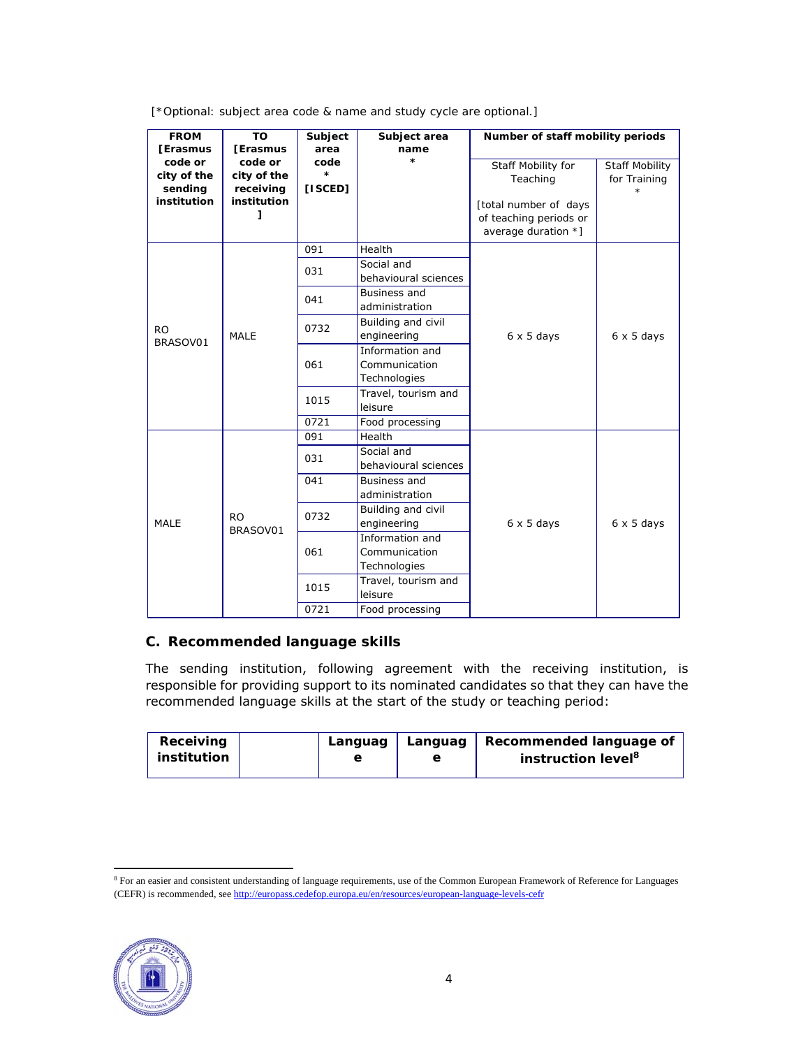[*Optional: subject area code & name and study cycle are optional.]

| FROM [Erasmus code or city of the sending institution | TO [Erasmus code or city of the receiving institution ] | Subject area code * [ISCED] | Subject area name * | Number of staff mobility periods | |
|---|---|---|---|---|---|
| | | | | Staff Mobility for Teaching [total number of days of teaching periods or average duration *] | Staff Mobility for Training * |
| RO BRASOV01 | MALE | 091 | Health | 6 x 5 days | 6 x 5 days |
| | | 031 | Social and behavioural sciences | | |
| | | 041 | Business and administration | | |
| | | 0732 | Building and civil engineering | | |
| | | 061 | Information and Communication Technologies | | |
| | | 1015 | Travel, tourism and leisure | | |
| | | 0721 | Food processing | | |
| MALE | RO BRASOV01 | 091 | Health | 6 x 5 days | 6 x 5 days |
| | | 031 | Social and behavioural sciences | | |
| | | 041 | Business and administration | | |
| | | 0732 | Building and civil engineering | | |
| | | 061 | Information and Communication Technologies | | |
| | | 1015 | Travel, tourism and leisure | | |
| | | 0721 | Food processing | | |

## C. Recommended language skills

The sending institution, following agreement with the receiving institution, is responsible for providing support to its nominated candidates so that they can have the recommended language skills at the start of the study or teaching period:

| Receiving institution | | Language | Language | Recommended language of instruction level[8] |
|---|---|---|---|---|

[8] For an easier and consistent understanding of language requirements, use of the Common European Framework of Reference for Languages (CEFR) is recommended, see http://europass.cedefop.europa.eu/en/resources/european-language-levels-cefr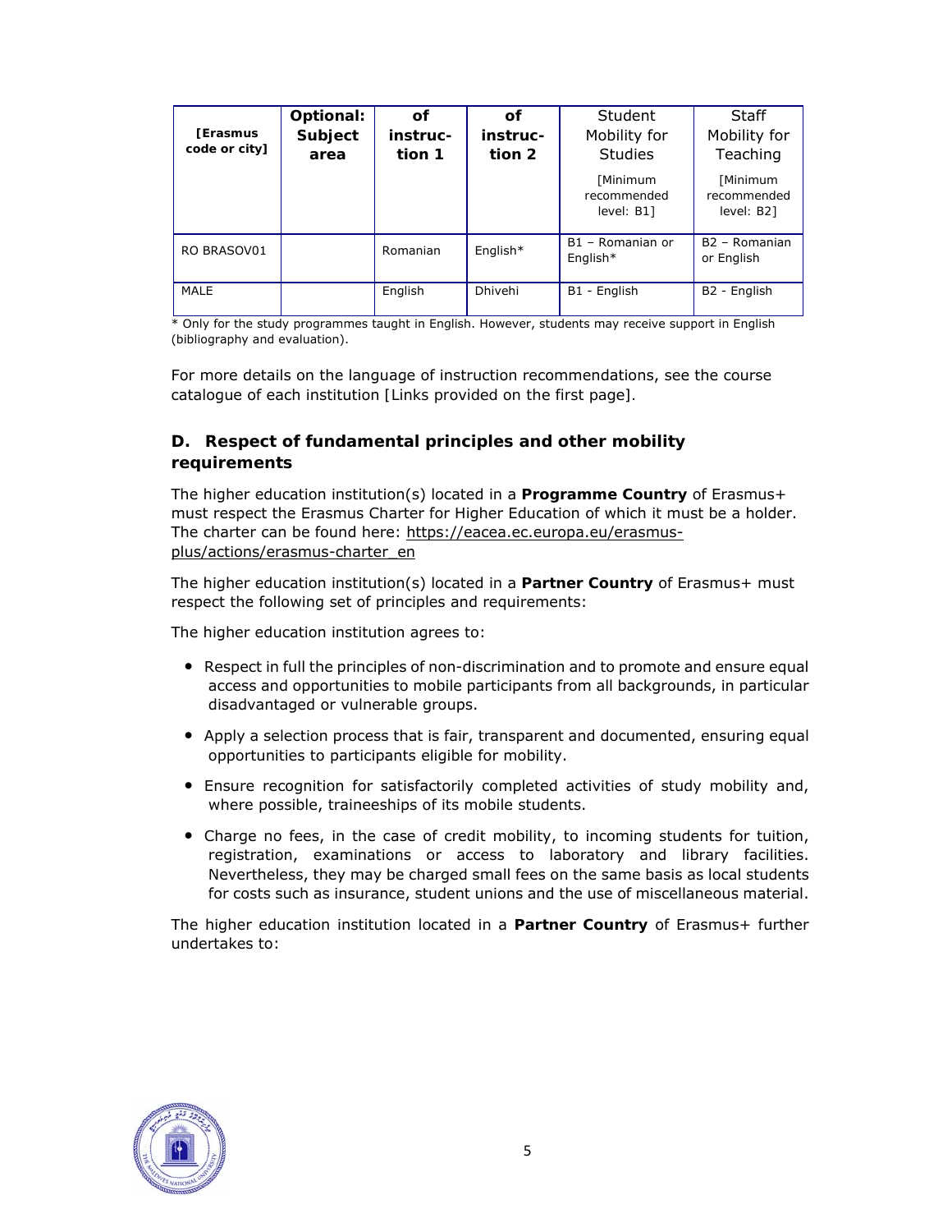| [Erasmus code or city] | Optional: Subject area | of instruc-tion 1 | of instruc-tion 2 | Student Mobility for Studies [Minimum recommended level: B1] | Staff Mobility for Teaching [Minimum recommended level: B2] |
|---|---|---|---|---|---|
| RO BRASOV01 | | Romanian | English* | B1 – Romanian or English* | B2 – Romanian or English |
| MALE | | English | Dhivehi | B1 - English | B2 - English |

* Only for the study programmes taught in English. However, students may receive support in English (bibliography and evaluation).

For more details on the language of instruction recommendations, see the course catalogue of each institution [Links provided on the first page].

## D. Respect of fundamental principles and other mobility requirements

The higher education institution(s) located in a **Programme Country** of Erasmus+ must respect the Erasmus Charter for Higher Education of which it must be a holder. The charter can be found here: https://eacea.ec.europa.eu/erasmus-plus/actions/erasmus-charter_en

The higher education institution(s) located in a **Partner Country** of Erasmus+ must respect the following set of principles and requirements:

The higher education institution agrees to:

- Respect in full the principles of non-discrimination and to promote and ensure equal access and opportunities to mobile participants from all backgrounds, in particular disadvantaged or vulnerable groups.
- Apply a selection process that is fair, transparent and documented, ensuring equal opportunities to participants eligible for mobility.
- Ensure recognition for satisfactorily completed activities of study mobility and, where possible, traineeships of its mobile students.
- Charge no fees, in the case of credit mobility, to incoming students for tuition, registration, examinations or access to laboratory and library facilities. Nevertheless, they may be charged small fees on the same basis as local students for costs such as insurance, student unions and the use of miscellaneous material.

The higher education institution located in a **Partner Country** of Erasmus+ further undertakes to: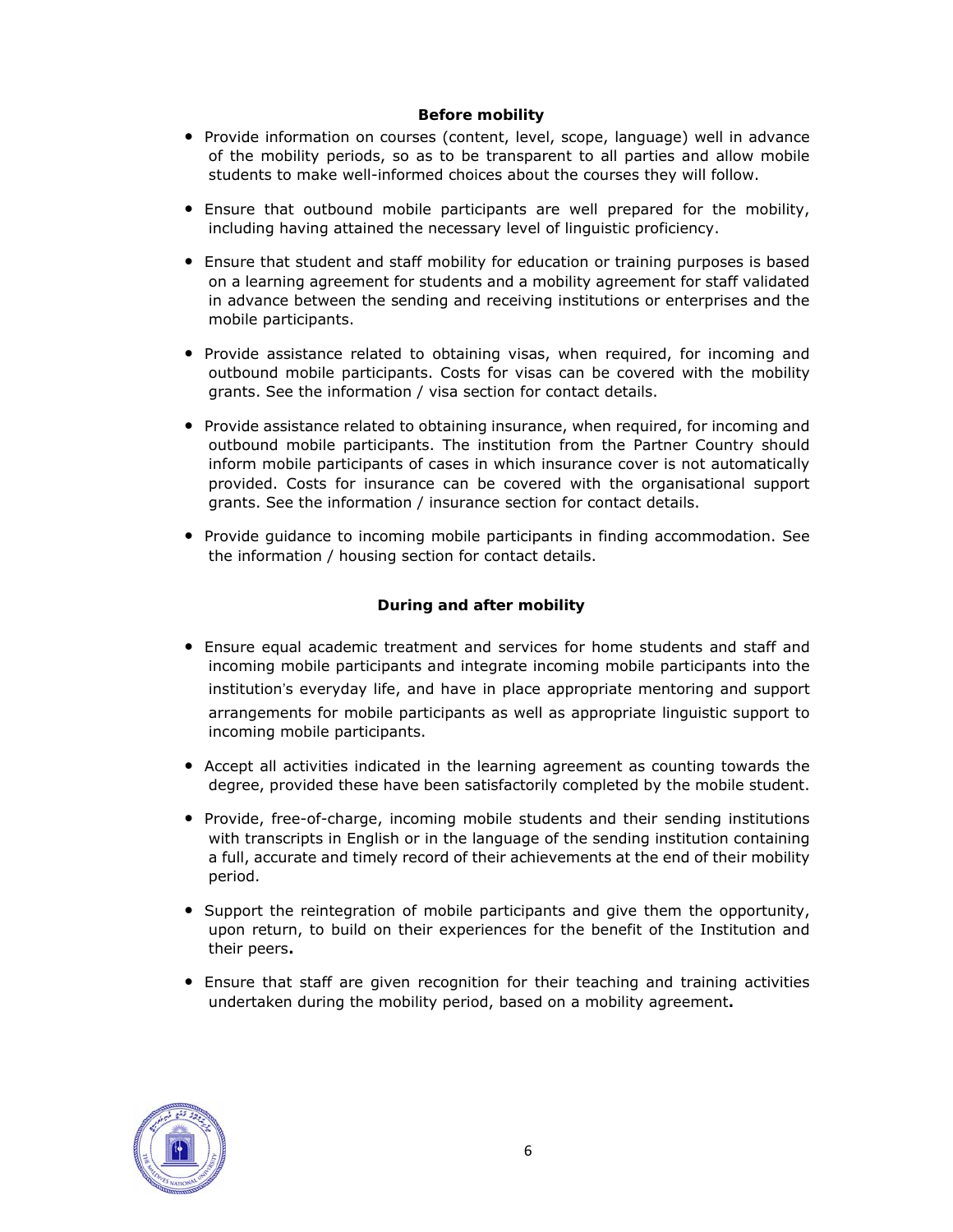**Before mobility**

- Provide information on courses (content, level, scope, language) well in advance of the mobility periods, so as to be transparent to all parties and allow mobile students to make well-informed choices about the courses they will follow.

- Ensure that outbound mobile participants are well prepared for the mobility, including having attained the necessary level of linguistic proficiency.

- Ensure that student and staff mobility for education or training purposes is based on a learning agreement for students and a mobility agreement for staff validated in advance between the sending and receiving institutions or enterprises and the mobile participants.

- Provide assistance related to obtaining visas, when required, for incoming and outbound mobile participants. Costs for visas can be covered with the mobility grants. See the information / visa section for contact details.

- Provide assistance related to obtaining insurance, when required, for incoming and outbound mobile participants. The institution from the Partner Country should inform mobile participants of cases in which insurance cover is not automatically provided. Costs for insurance can be covered with the organisational support grants. See the information / insurance section for contact details.

- Provide guidance to incoming mobile participants in finding accommodation. See the information / housing section for contact details.

**During and after mobility**

- Ensure equal academic treatment and services for home students and staff and incoming mobile participants and integrate incoming mobile participants into the institution's everyday life, and have in place appropriate mentoring and support arrangements for mobile participants as well as appropriate linguistic support to incoming mobile participants.

- Accept all activities indicated in the learning agreement as counting towards the degree, provided these have been satisfactorily completed by the mobile student.

- Provide, free-of-charge, incoming mobile students and their sending institutions with transcripts in English or in the language of the sending institution containing a full, accurate and timely record of their achievements at the end of their mobility period.

- Support the reintegration of mobile participants and give them the opportunity, upon return, to build on their experiences for the benefit of the Institution and their peers**.**

- Ensure that staff are given recognition for their teaching and training activities undertaken during the mobility period, based on a mobility agreement**.**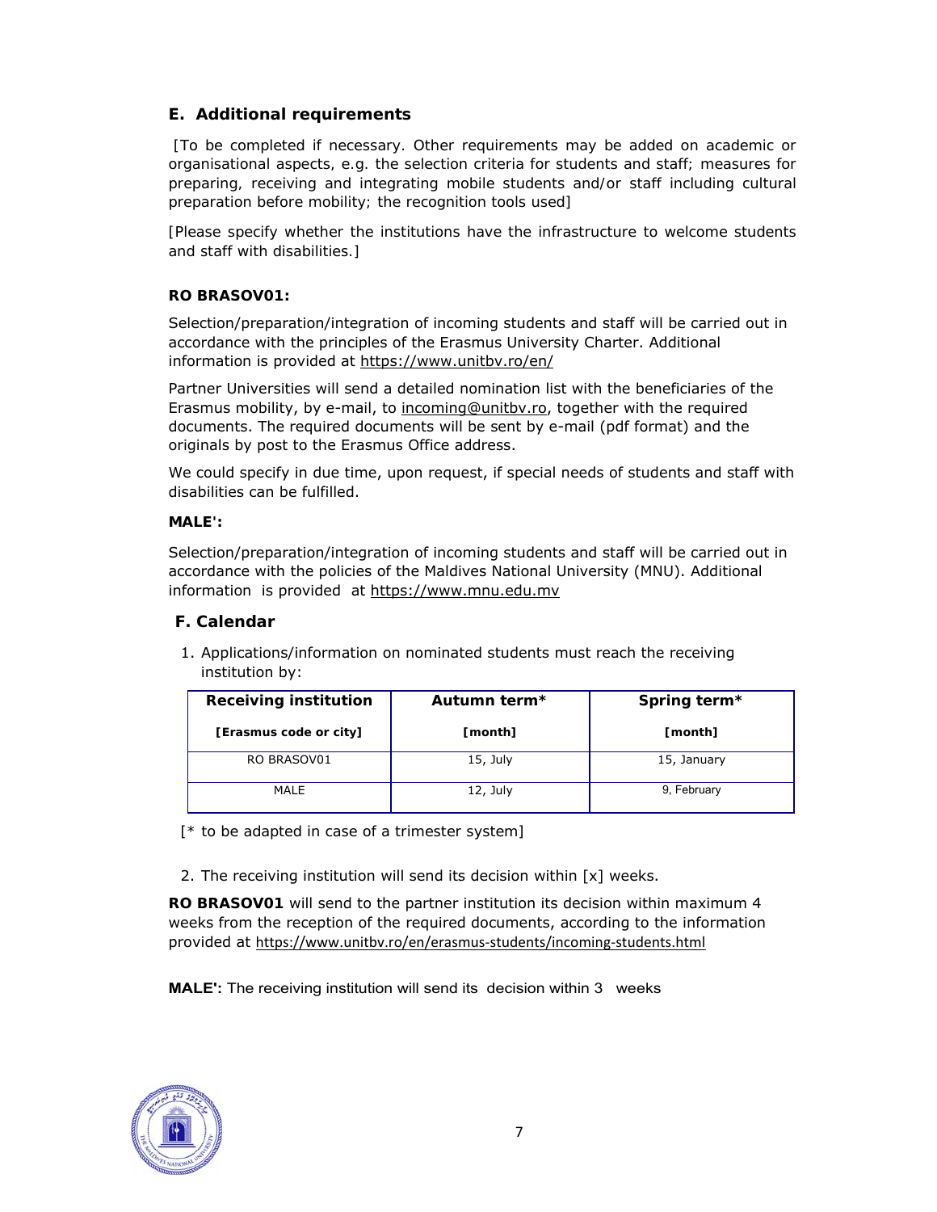## E. Additional requirements

[To be completed if necessary. Other requirements may be added on academic or organisational aspects, e.g. the selection criteria for students and staff; measures for preparing, receiving and integrating mobile students and/or staff including cultural preparation before mobility; the recognition tools used]

[Please specify whether the institutions have the infrastructure to welcome students and staff with disabilities.]

**RO BRASOV01:**

Selection/preparation/integration of incoming students and staff will be carried out in accordance with the principles of the Erasmus University Charter. Additional information is provided at https://www.unitbv.ro/en/

Partner Universities will send a detailed nomination list with the beneficiaries of the Erasmus mobility, by e-mail, to incoming@unitbv.ro, together with the required documents. The required documents will be sent by e-mail (pdf format) and the originals by post to the Erasmus Office address.

We could specify in due time, upon request, if special needs of students and staff with disabilities can be fulfilled.

**MALE':**

Selection/preparation/integration of incoming students and staff will be carried out in accordance with the policies of the Maldives National University (MNU). Additional information is provided at https://www.mnu.edu.mv

## F. Calendar

1. Applications/information on nominated students must reach the receiving institution by:

| Receiving institution [Erasmus code or city] | Autumn term* [month] | Spring term* [month] |
|---|---|---|
| RO BRASOV01 | 15, July | 15, January |
| MALE | 12, July | 9, February |

[* to be adapted in case of a trimester system]

2. The receiving institution will send its decision within [x] weeks.

**RO BRASOV01** will send to the partner institution its decision within maximum 4 weeks from the reception of the required documents, according to the information provided at https://www.unitbv.ro/en/erasmus-students/incoming-students.html

**MALE':** The receiving institution will send its decision within 3 weeks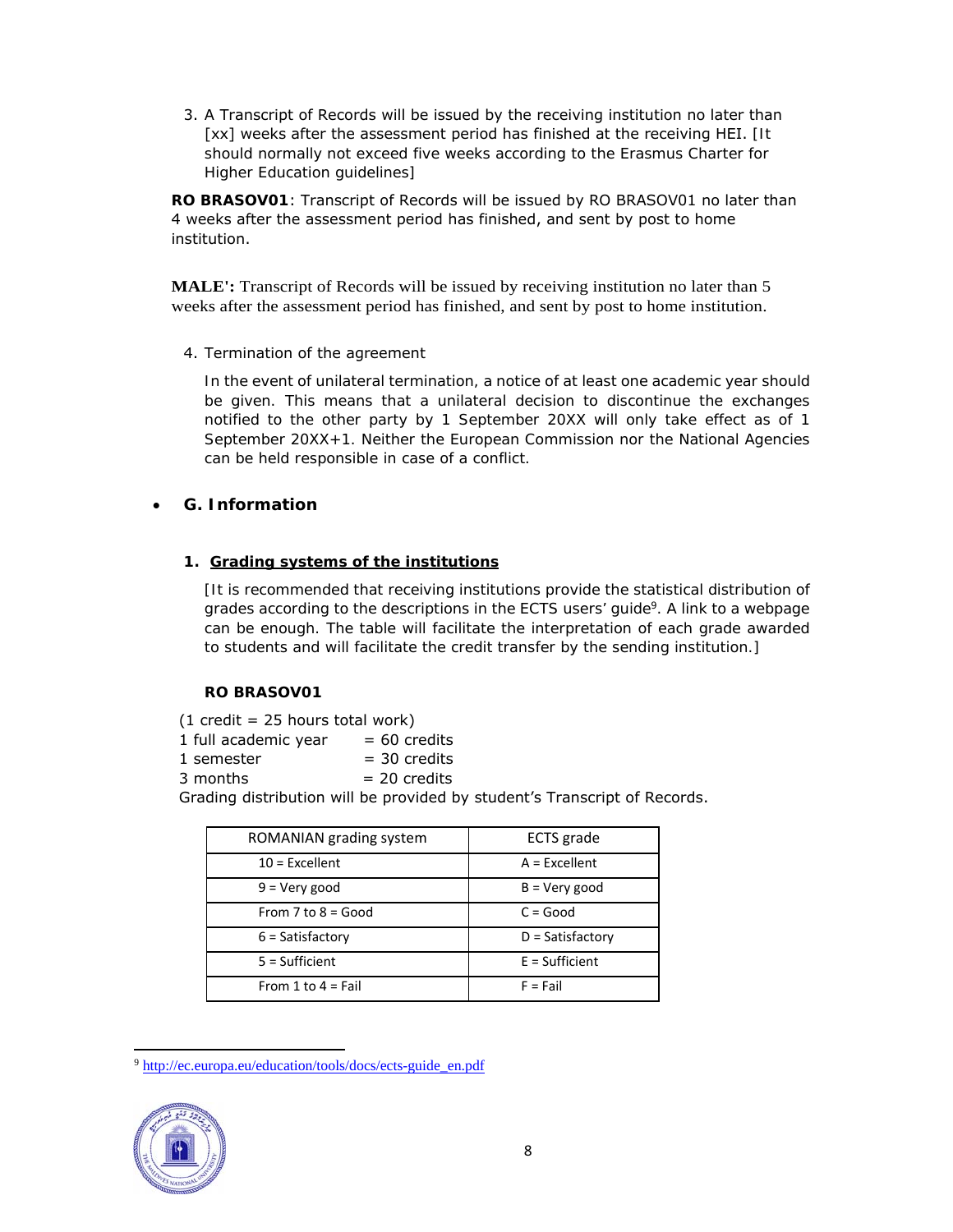3. A Transcript of Records will be issued by the receiving institution no later than [xx] weeks after the assessment period has finished at the receiving HEI. [It should normally not exceed five weeks according to the Erasmus Charter for Higher Education guidelines]

**RO BRASOV01**: Transcript of Records will be issued by RO BRASOV01 no later than 4 weeks after the assessment period has finished, and sent by post to home institution.

**MALE':** Transcript of Records will be issued by receiving institution no later than 5 weeks after the assessment period has finished, and sent by post to home institution.

4. Termination of the agreement

   In the event of unilateral termination, a notice of at least one academic year should be given. This means that a unilateral decision to discontinue the exchanges notified to the other party by 1 September 20XX will only take effect as of 1 September 20XX+1. Neither the European Commission nor the National Agencies can be held responsible in case of a conflict.

- **G. Information**

**1. Grading systems of the institutions**

[It is recommended that receiving institutions provide the statistical distribution of grades according to the descriptions in the ECTS users' guide[9]. A link to a webpage can be enough. The table will facilitate the interpretation of each grade awarded to students and will facilitate the credit transfer by the sending institution.]

**RO BRASOV01**

(1 credit = 25 hours total work)
1 full academic year = 60 credits
1 semester = 30 credits
3 months = 20 credits
Grading distribution will be provided by student's Transcript of Records.

| ROMANIAN grading system | ECTS grade |
|---|---|
| 10 = Excellent | A = Excellent |
| 9 = Very good | B = Very good |
| From 7 to 8 = Good | C = Good |
| 6 = Satisfactory | D = Satisfactory |
| 5 = Sufficient | E = Sufficient |
| From 1 to 4 = Fail | F = Fail |

[9] http://ec.europa.eu/education/tools/docs/ects-guide_en.pdf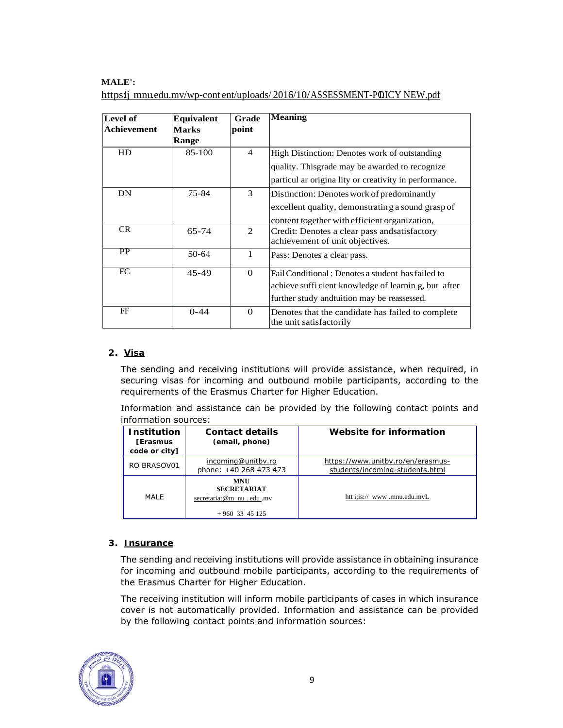**MALE':**
https:ij mnu.edu.mv/wp-content/uploads/2016/10/ASSESSMENT-POLICY NEW.pdf

| Level of Achievement | Equivalent Marks Range | Grade point | Meaning |
|---|---|---|---|
| HD | 85-100 | 4 | High Distinction: Denotes work of outstanding quality. Thisgrade may be awarded to recognize particul ar origina lity or creativity in performance. |
| DN | 75-84 | 3 | Distinction: Denotes work of predominantly excellent quality, demonstratin g a sound grasp of content together with efficient organization, |
| CR | 65-74 | 2 | Credit: Denotes a clear pass andsatisfactory achievement of unit objectives. |
| PP | 50-64 | 1 | Pass: Denotes a clear pass. |
| FC | 45-49 | 0 | Fail Conditional : Denotes a student has failed to achieve suffi cient knowledge of learnin g, but after further study andtuition may be reassessed. |
| FF | 0-44 | 0 | Denotes that the candidate has failed to complete the unit satisfactorily |

**2. Visa**

The sending and receiving institutions will provide assistance, when required, in securing visas for incoming and outbound mobile participants, according to the requirements of the Erasmus Charter for Higher Education.

Information and assistance can be provided by the following contact points and information sources:

| Institution [Erasmus code or city] | Contact details (email, phone) | Website for information |
|---|---|---|
| RO BRASOV01 | incoming@unitbv.ro phone: +40 268 473 473 | https://www.unitbv.ro/en/erasmus-students/incoming-students.html |
| MALE | MNU SECRETARIAT secretariat@m nu . edu .mv + 960 33 45 125 | htt i;is:// www .mnu.edu.mvL |

**3. Insurance**

The sending and receiving institutions will provide assistance in obtaining insurance for incoming and outbound mobile participants, according to the requirements of the Erasmus Charter for Higher Education.

The receiving institution will inform mobile participants of cases in which insurance cover is not automatically provided. Information and assistance can be provided by the following contact points and information sources: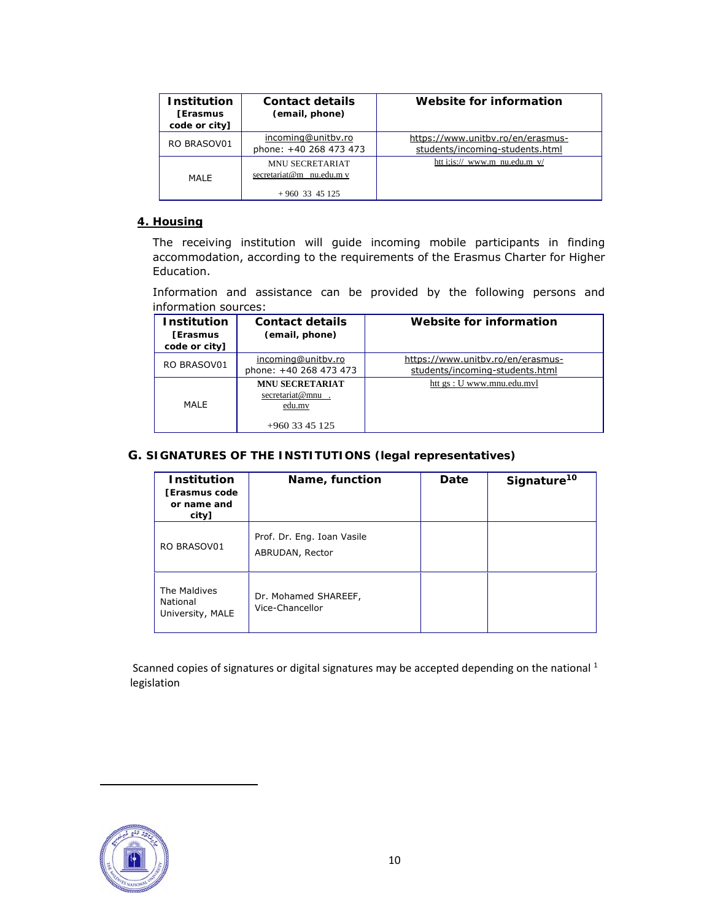| Institution [Erasmus code or city] | Contact details (email, phone) | Website for information |
| --- | --- | --- |
| RO BRASOV01 | incoming@unitbv.ro phone: +40 268 473 473 | https://www.unitbv.ro/en/erasmus-students/incoming-students.html |
| MALE | MNU SECRETARIAT secretariat@m nu.edu.m v + 960 33 45 125 | htt i;is:// www.m nu.edu.m v/ |

## 4. Housing

The receiving institution will guide incoming mobile participants in finding accommodation, according to the requirements of the Erasmus Charter for Higher Education.

Information and assistance can be provided by the following persons and information sources:

| Institution [Erasmus code or city] | Contact details (email, phone) | Website for information |
| --- | --- | --- |
| RO BRASOV01 | incoming@unitbv.ro phone: +40 268 473 473 | https://www.unitbv.ro/en/erasmus-students/incoming-students.html |
| MALE | **MNU SECRETARIAT** secretariat@mnu . edu.mv +960 33 45 125 | htt gs : U www.mnu.edu.mvl |

## G. SIGNATURES OF THE INSTITUTIONS (legal representatives)

| Institution [Erasmus code or name and city] | Name, function | Date | Signature[10] |
| --- | --- | --- | --- |
| RO BRASOV01 | Prof. Dr. Eng. Ioan Vasile ABRUDAN, Rector | | |
| The Maldives National University, MALE | Dr. Mohamed SHAREEF, Vice-Chancellor | | |

Scanned copies of signatures or digital signatures may be accepted depending on the national [1] legislation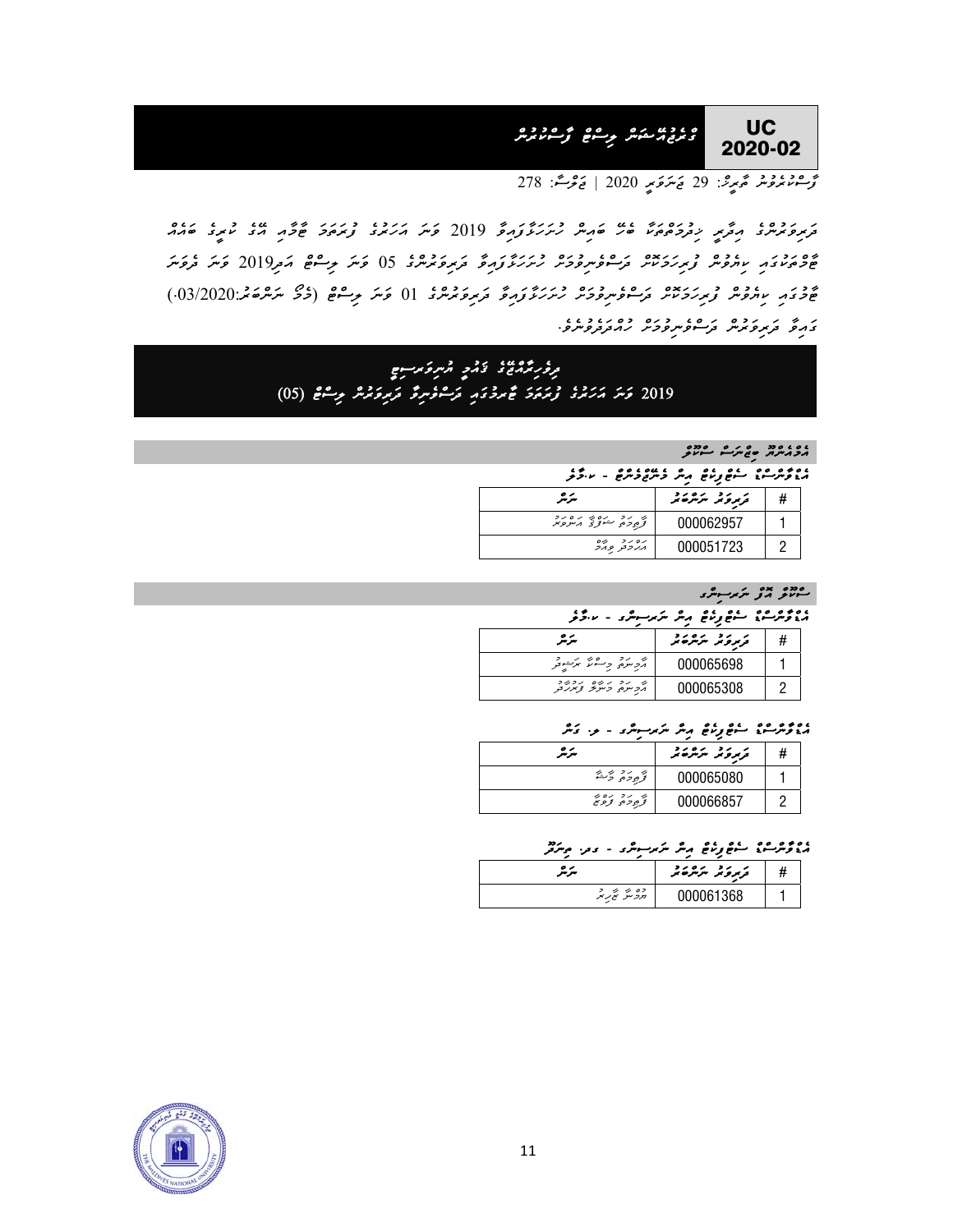| UC 2020-02 | ޔުނިވަރސިޓީ ކައުންސިލް ގެޒެޓް |
|---|---|

ޝާއިޢުކުރި ތާރީޚު: 29 ޖަނަވަރީ 2020 | ޖިލްދު: 278

ދިވެހިރާއްޖޭގެ ނެޝަނަލް ޔުނިވަރސިޓީގެ ޔުނިވަރސިޓީ ކައުންސިލްގެ 2019 ވަނަ އަހަރުގެ ފުރަތަމަ ބާއްވާ ޖަލްސާގައި ފާސްކުރި ގޮތުގެ މަތިން، ޕްރޮގްރާމެއް ނިންމައިފައިވާ ދަރިވަރުންނަށް ސަނަދު ދިނުމަށް ކައުންސިލުން 2019 ވަނަ އަހަރު 05 ވަނަ ޖަލްސާގައި ފާސްކުރި ދަރިވަރުން، އަދި 01 ވަނަ ޖަލްސާ (ގަރާރު ނަންބަރު:03/2020) ގައި ފާސްކުރި ދަރިވަރުންގެ ނަންތައް.

**ސެޓްފިކެޓް 3 ލެވެލް ޕްރޮގްރާމް**
**2019 ވަނަ އަހަރުގެ ފުރަތަމަ ބާއްވާ ސަނަދުދިނުމުގެ ޖަލްސާ (05)**

## އެޑިއުކޭޝަން ސްޓަޑީޒް

### އެޑްވާންސްޑް ސެޓްފިކެޓް އިން މޮންޓެސޯރީ - ކ.މާލެ

| # | ދަރިވަރުގެ ނަންބަރު | ނަން |
|---|---|---|
| 1 | 000062957 | ފާޠިމަތު ސަލްވާ އަންވަރު |
| 2 | 000051723 | އަހުމަދު ޝިއުމާ |

## ސްޓާފް އާއި ނަރުސިންގ

### އެޑްވާންސްޑް ސެޓްފިކެޓް އިން ނަރުސިންގ - ކ.މާލެ

| # | ދަރިވަރުގެ ނަންބަރު | ނަން |
|---|---|---|
| 1 | 000065698 | އާމިނަތު މިސްކާ ރަޝީދު |
| 2 | 000065308 | އާމިނަތު މަނާލް ފުރުޤާން |

### އެޑްވާންސްޑް ސެޓްފިކެޓް އިން ނަރުސިންގ - ލ. ގަން

| # | ދަރިވަރުގެ ނަންބަރު | ނަން |
|---|---|---|
| 1 | 000065080 | ފާޠިމަތު މާޝާ |
| 2 | 000066857 | ފާޠިމަތު ފަޒްނާ |

### އެޑްވާންސްޑް ސެޓްފިކެޓް އިން ނަރުސިންގ - ގދ. ތިނަދޫ

| # | ދަރިވަރުގެ ނަންބަރު | ނަން |
|---|---|---|
| 1 | 000061368 | ހުސްނާ ޒާހިރު |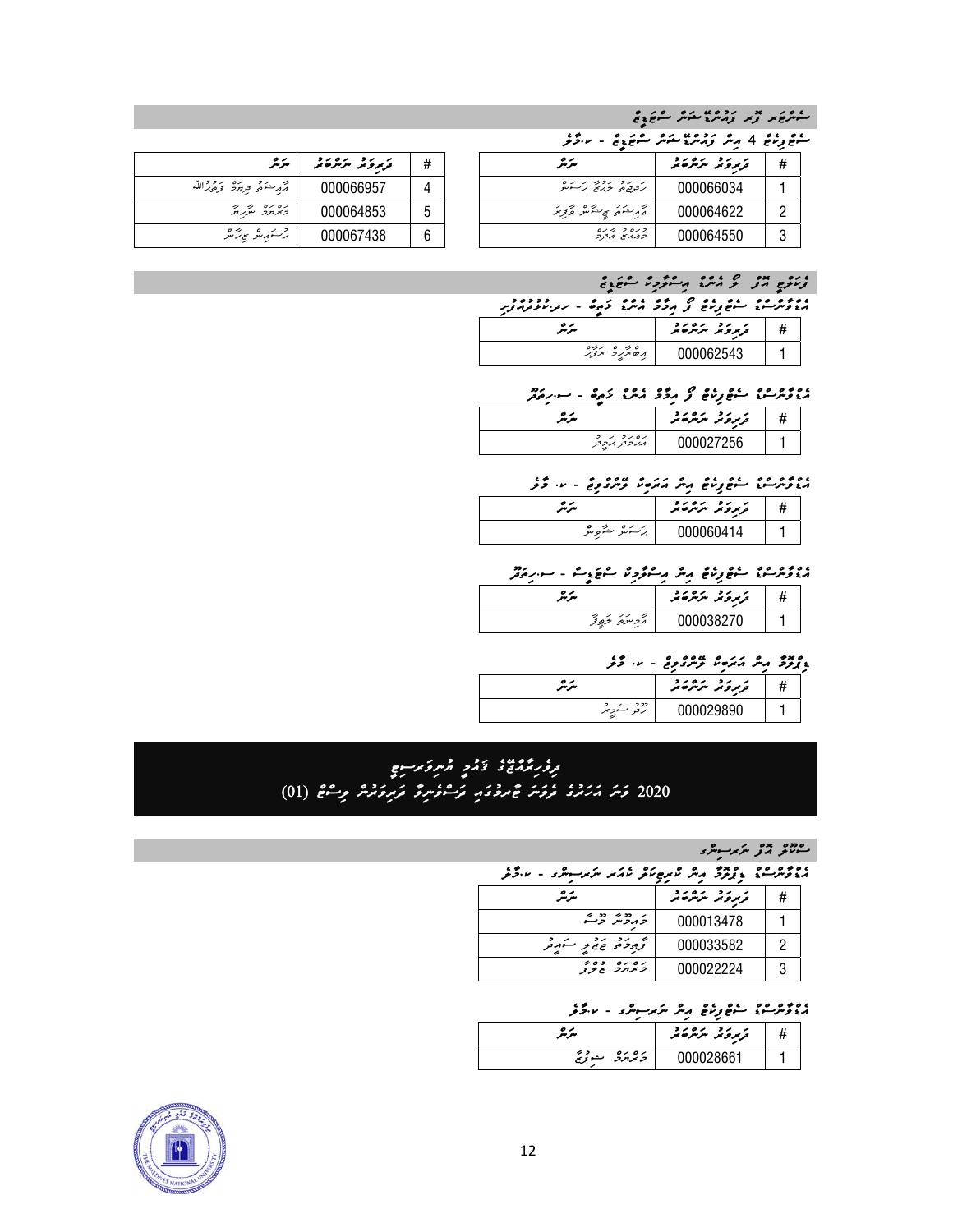## ސެންޓަރ ފޮރ ފައުންޑޭޝަން ސްޓަޑީޒް

### ސަޓްފިކެޓް 4 އިން ފައުންޑޭޝަން ސްޓަޑީޒް - ކ.މާލެ

| # | ދަރިވަރު ނަންބަރު | ނަން |
|---|---|---|
| 1 | 000066034 | ހަދީޖާ ތަމްޒާ ހަސަން |
| 2 | 000064622 | އާއިޝަތު ރިޝާން ވަފީރު |
| 3 | 000064550 | މުޢާޒު އަޙްމަދު |
| 4 | 000066957 | އާއިޝަތު ލިޔާމާ ފަތުޙުﷲ |
| 5 | 000064853 | މަރްޔަމް ނާޒިރާ |
| 6 | 000067438 | ޙުސައިން ޒިޔާން |

## ފެކަލްޓީ އޮފް އިސްލާމިކް ސްޓަޑީޒް

### އެޑްވާންސްޑް ސަޓްފިކެޓް އޮފް އިމާމް އެންޑް ޚަތީބު - ހދ.ކުޅުދުއްފުށި

| # | ދަރިވަރު ނަންބަރު | ނަން |
|---|---|---|
| 1 | 000062543 | އިބްރާހީމް ނަވާޒް |

### އެޑްވާންސްޑް ސަޓްފިކެޓް އޮފް އިމާމް އެންޑް ޚަތީބު - ސ.ހިތަދޫ

| # | ދަރިވަރު ނަންބަރު | ނަން |
|---|---|---|
| 1 | 000027256 | އަޙްމަދު ޚަލީލު |

### އެޑްވާންސްޑް ސަޓްފިކެޓް އިން އަރަބިކް ލޭންގުއޭޖް - ކ. މާލެ

| # | ދަރިވަރު ނަންބަރު | ނަން |
|---|---|---|
| 1 | 000060414 | ހަސަން ސާލިމް |

### އެޑްވާންސްޑް ސަޓްފިކެޓް އިން އިސްލާމިކް ސްޓަޑީޒް - ސ.ހިތަދޫ

| # | ދަރިވަރު ނަންބަރު | ނަން |
|---|---|---|
| 1 | 000038270 | އާމިނަތު ޝަރީފާ |

### ޑިޕްލޮމާ އިން އަރަބިކް ލޭންގުއޭޖް - ކ. މާލެ

| # | ދަރިވަރު ނަންބަރު | ނަން |
|---|---|---|
| 1 | 000029890 | ހުދާ ސަޢީދު |

# ދިވެހިރާއްޖޭގެ ޤައުމީ ޔުނިވަރސިޓީ

## 2020 ވަނަ އަހަރުގެ ދެވަނަ ޖާމިޢާގައި ދަސްކޮށްދިން ދަރިވަރުންގެ ލިސްޓް (01)

## ސްކޫލް އޮފް ނަރސިންގ

### އެޑްވާންސްޑް ޑިޕްލޮމާ އިން ކްލިނިކަލް ކެއަރ ނަރސިންގ - ކ.މާލެ

| # | ދަރިވަރު ނަންބަރު | ނަން |
|---|---|---|
| 1 | 000013478 | މައިމޫނާ މޫސާ |
| 2 | 000033582 | ފާތިމަތު ޒަޢީމާ ސައީދު |
| 3 | 000022224 | މަރްޔަމް ޝުކުރާ |

### އެޑްވާންސްޑް ސަޓްފިކެޓް އިން ނަރސިންގ - ކ.މާލެ

| # | ދަރިވަރު ނަންބަރު | ނަން |
|---|---|---|
| 1 | 000028661 | މަރްޔަމް ޝިފާޒާ |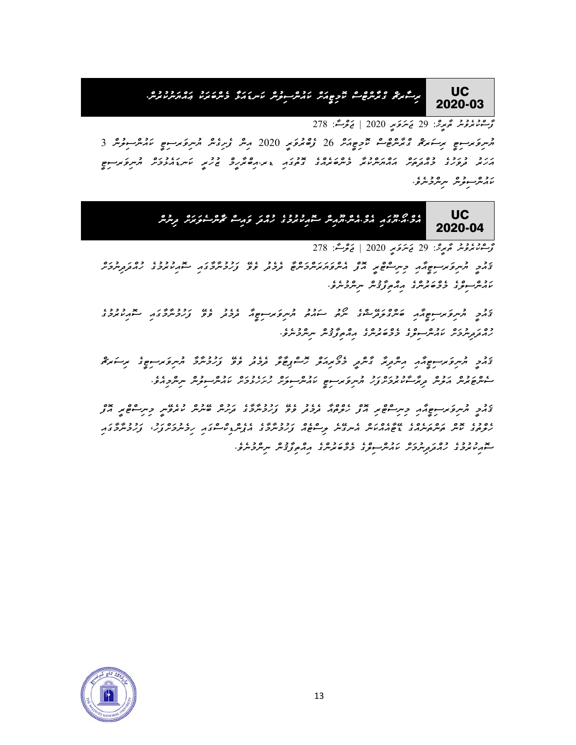| UC 2020-03 | ރިސާރޗް މެތަޑޮލޮޖީ ކޮމިޓީއަށް ކައުންސިލުން ކަނޑައަޅާ މެންބަރަކު އައްޔަންކުރުން. |
|---|---|

ފާސްކުރެވުނު ތާރީޚު: 29 ޖަނަވަރީ 2020 | ޖަލްސާ: 278

ޔުނިވަރސިޓީ ރިސަރޗް މެތަޑޮލޮޖީ ކޮމިޓީގެ 26 ފެބްރުއަރީ 2020 އިން ފެށިގެން ޔުނިވަރސިޓީ ކައުންސިލުން 3 އަހަރު ދުވަހުގެ މުއްދަތަށް އައްޔަންކުރާ މެންބަރުގެ ގޮތުގައި ޑރ.އިބްރާހީމް ޒާހިރު ކަނޑައެޅުމަށް ޔުނިވަރސިޓީ ކައުންސިލުން ނިންމުނެވެ.

| UC 2020-04 | އެމް.ޕީ.އެޗް.ޑީގައި އެމް.އެން.ޔޫ.އިން ސްޓޫޑެންޓުންގެ ހުރި ފައިސާ ޓާރގެޓަށް ދިނުން |
|---|---|

ފާސްކުރެވުނު ތާރީޚު: 29 ޖަނަވަރީ 2020 | ޖަލްސާ: 278

ފަހުގެ ޔުނިވަރސިޓީއާއި މިނިސްޓްރީ އޮފް އެޑިއުކޭޝަނާ ދެމެދު ވެވުނު ފައިސާގެ ގޮތުގައި ސްޓޫޑެންޓުންގެ ހުއްދަދިނުމަށް ކައުންސިލްގެ މަޝްވަރާއާ އެއްގޮތްވާ ނިންމުނެވެ.

ފަހުގެ ޔުނިވަރސިޓީއާއި ބަދަލުގެނައުމުގެ ނަމުގައި ސަރުކާރު ޔުނިވަރސިޓީއާ ދެމެދު ވެވުނު ފައިސާގައި ސްޓޫޑެންޓުންގެ ހުއްދަދިނުމަށް ކައުންސިލުގެ މަޝްވަރާއާ އެއްގޮތަށް ނިންމުނެވެ.

ފަހުގެ ޔުނިވަރސިޓީއާއި އިންޑިއާ ގައުމީ މެޑިކަލް ކޮލެޖާއި ދެމެދު ވެވުނު އެއްބަސްވުމާއި ޔުނިވަރސިޓީގެ ރިސަރޗް ސެންޓަރަށް އަލުން ދިރާސާކުރުމަށް ޔުނިވަރސިޓީ ކައުންސިލުން ކަނޑައަޅައި ކައުންސިލުން ނިންމިއެވެ.

ފަހުގެ ޔުނިވަރސިޓީއާއި މިނިސްޓްރީ އޮފް ހެލްތާއި ދެމެދު ވެވުނު އެއްބަސްވުމުގެ ދަށުން ބޭނުން ކުރެވޭ މިނިސްޓްރީ އޮފް ހެލްތުގެ ކޯސް ތަކުގެ ސްޓޫޑެންޓުން އެއްބަސްވުމުގެ ދަށުން ބޭނުންކުރެވޭ ތަންތަނުގައި ހިފުމަށް، އެއްބަސްވުމާ ސްޓޫޑެންޓުންގެ ހުއްދަދިނުމަށް ކައުންސިލްގެ މަޝްވަރާއާ އެއްގޮތަށް ނިންމުނެވެ.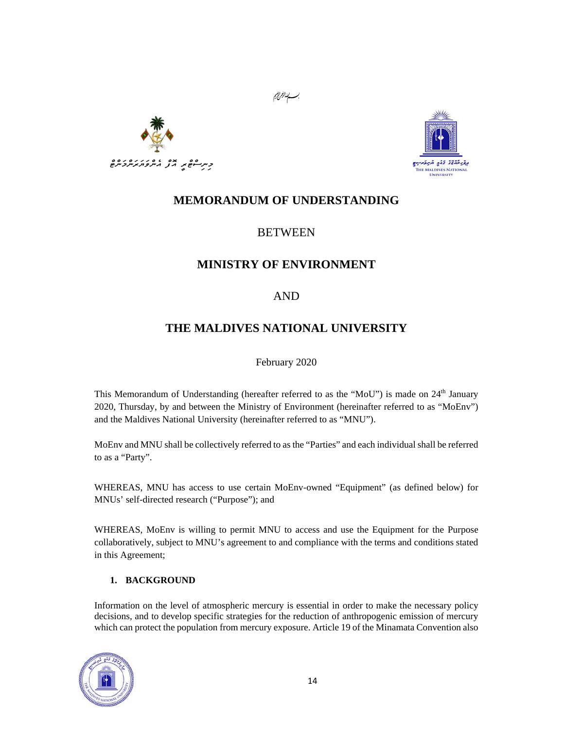بسم الله الرحمن الرحيم

# MEMORANDUM OF UNDERSTANDING

BETWEEN

## MINISTRY OF ENVIRONMENT

AND

## THE MALDIVES NATIONAL UNIVERSITY

February 2020

This Memorandum of Understanding (hereafter referred to as the "MoU") is made on 24th January 2020, Thursday, by and between the Ministry of Environment (hereinafter referred to as "MoEnv") and the Maldives National University (hereinafter referred to as "MNU").

MoEnv and MNU shall be collectively referred to as the "Parties" and each individual shall be referred to as a "Party".

WHEREAS, MNU has access to use certain MoEnv-owned "Equipment" (as defined below) for MNUs' self-directed research ("Purpose"); and

WHEREAS, MoEnv is willing to permit MNU to access and use the Equipment for the Purpose collaboratively, subject to MNU's agreement to and compliance with the terms and conditions stated in this Agreement;

**1. BACKGROUND**

Information on the level of atmospheric mercury is essential in order to make the necessary policy decisions, and to develop specific strategies for the reduction of anthropogenic emission of mercury which can protect the population from mercury exposure. Article 19 of the Minamata Convention also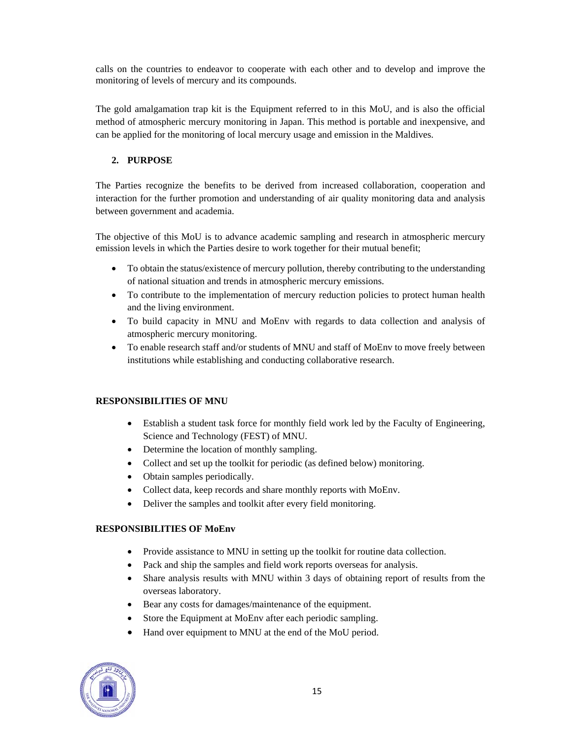calls on the countries to endeavor to cooperate with each other and to develop and improve the monitoring of levels of mercury and its compounds.

The gold amalgamation trap kit is the Equipment referred to in this MoU, and is also the official method of atmospheric mercury monitoring in Japan. This method is portable and inexpensive, and can be applied for the monitoring of local mercury usage and emission in the Maldives.

## 2. PURPOSE

The Parties recognize the benefits to be derived from increased collaboration, cooperation and interaction for the further promotion and understanding of air quality monitoring data and analysis between government and academia.

The objective of this MoU is to advance academic sampling and research in atmospheric mercury emission levels in which the Parties desire to work together for their mutual benefit;

- To obtain the status/existence of mercury pollution, thereby contributing to the understanding of national situation and trends in atmospheric mercury emissions.
- To contribute to the implementation of mercury reduction policies to protect human health and the living environment.
- To build capacity in MNU and MoEnv with regards to data collection and analysis of atmospheric mercury monitoring.
- To enable research staff and/or students of MNU and staff of MoEnv to move freely between institutions while establishing and conducting collaborative research.

### RESPONSIBILITIES OF MNU

- Establish a student task force for monthly field work led by the Faculty of Engineering, Science and Technology (FEST) of MNU.
- Determine the location of monthly sampling.
- Collect and set up the toolkit for periodic (as defined below) monitoring.
- Obtain samples periodically.
- Collect data, keep records and share monthly reports with MoEnv.
- Deliver the samples and toolkit after every field monitoring.

### RESPONSIBILITIES OF MoEnv

- Provide assistance to MNU in setting up the toolkit for routine data collection.
- Pack and ship the samples and field work reports overseas for analysis.
- Share analysis results with MNU within 3 days of obtaining report of results from the overseas laboratory.
- Bear any costs for damages/maintenance of the equipment.
- Store the Equipment at MoEnv after each periodic sampling.
- Hand over equipment to MNU at the end of the MoU period.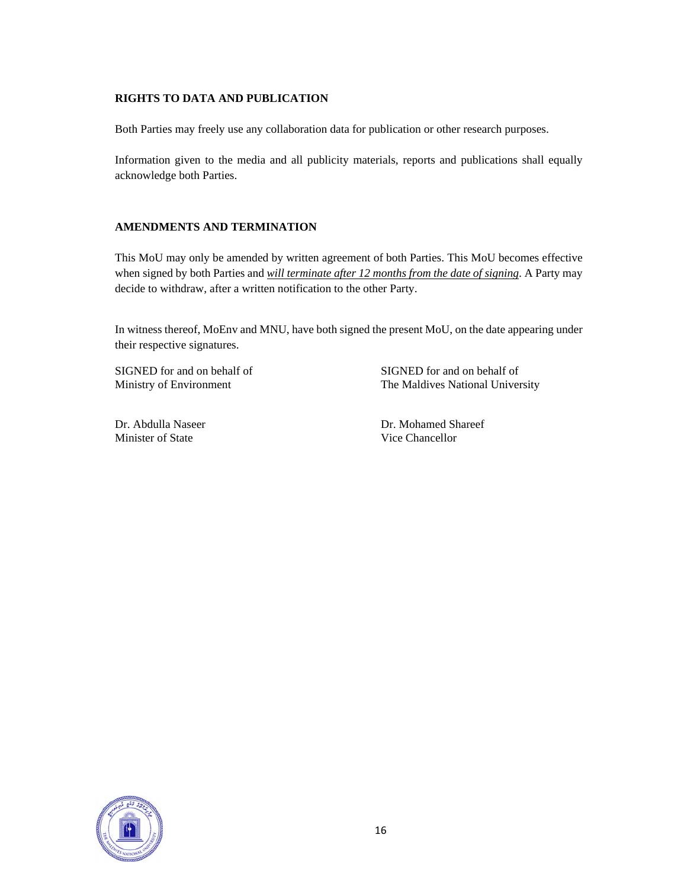**RIGHTS TO DATA AND PUBLICATION**

Both Parties may freely use any collaboration data for publication or other research purposes.

Information given to the media and all publicity materials, reports and publications shall equally acknowledge both Parties.

**AMENDMENTS AND TERMINATION**

This MoU may only be amended by written agreement of both Parties. This MoU becomes effective when signed by both Parties and ***will terminate after 12 months from the date of signing***. A Party may decide to withdraw, after a written notification to the other Party.

In witness thereof, MoEnv and MNU, have both signed the present MoU, on the date appearing under their respective signatures.

SIGNED for and on behalf of
Ministry of Environment

Dr. Abdulla Naseer
Minister of State

SIGNED for and on behalf of
The Maldives National University

Dr. Mohamed Shareef
Vice Chancellor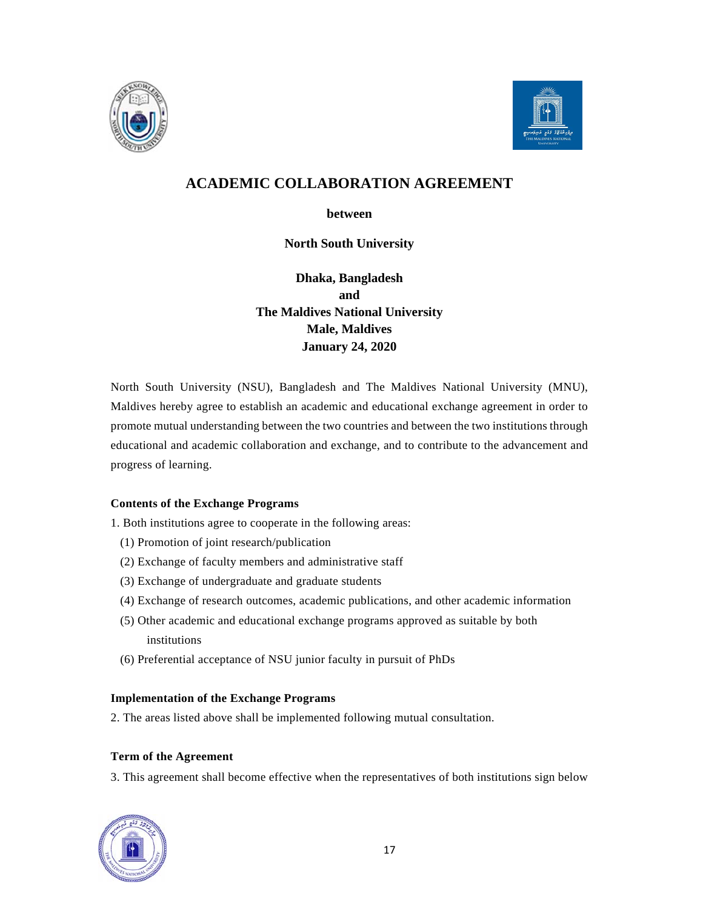# ACADEMIC COLLABORATION AGREEMENT

**between**

**North South University**

**Dhaka, Bangladesh**
**and**
**The Maldives National University**
**Male, Maldives**
**January 24, 2020**

North South University (NSU), Bangladesh and The Maldives National University (MNU), Maldives hereby agree to establish an academic and educational exchange agreement in order to promote mutual understanding between the two countries and between the two institutions through educational and academic collaboration and exchange, and to contribute to the advancement and progress of learning.

**Contents of the Exchange Programs**

1. Both institutions agree to cooperate in the following areas:

   (1) Promotion of joint research/publication

   (2) Exchange of faculty members and administrative staff

   (3) Exchange of undergraduate and graduate students

   (4) Exchange of research outcomes, academic publications, and other academic information

   (5) Other academic and educational exchange programs approved as suitable by both institutions

   (6) Preferential acceptance of NSU junior faculty in pursuit of PhDs

**Implementation of the Exchange Programs**

2. The areas listed above shall be implemented following mutual consultation.

**Term of the Agreement**

3. This agreement shall become effective when the representatives of both institutions sign below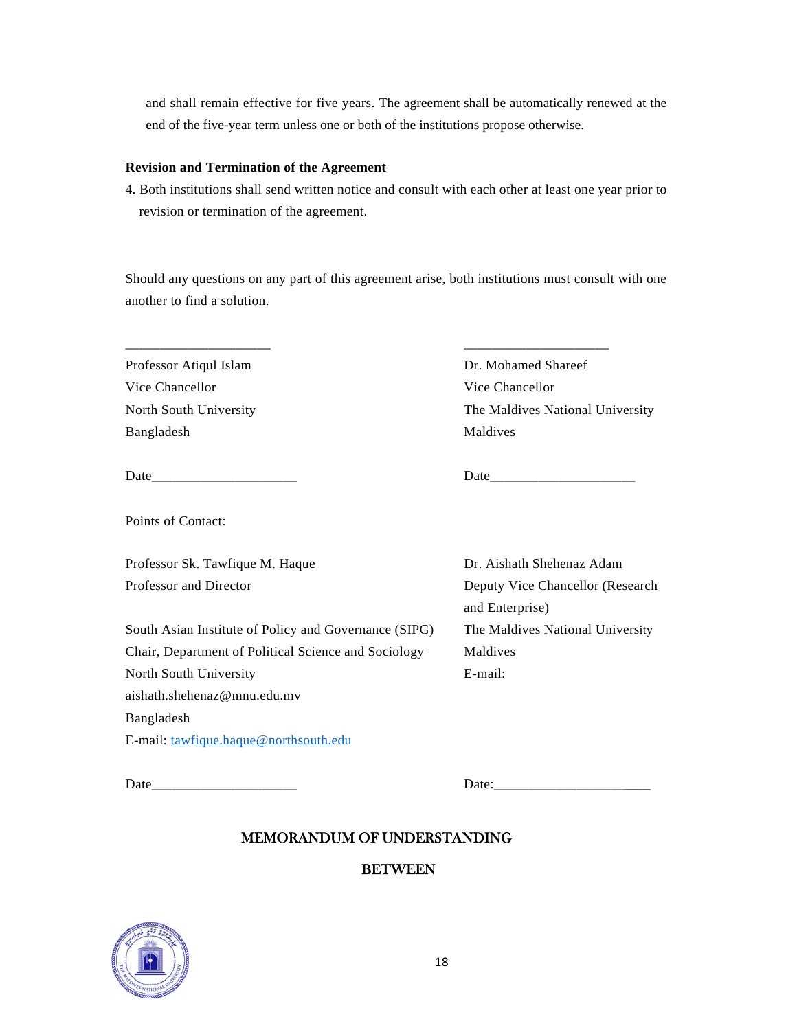and shall remain effective for five years. The agreement shall be automatically renewed at the end of the five-year term unless one or both of the institutions propose otherwise.

**Revision and Termination of the Agreement**

4. Both institutions shall send written notice and consult with each other at least one year prior to revision or termination of the agreement.

Should any questions on any part of this agreement arise, both institutions must consult with one another to find a solution.

____________________

Professor Atiqul Islam
Vice Chancellor
North South University
Bangladesh

Date____________________

____________________

Dr. Mohamed Shareef
Vice Chancellor
The Maldives National University
Maldives

Date____________________

Points of Contact:

Professor Sk. Tawfique M. Haque
Professor and Director

South Asian Institute of Policy and Governance (SIPG)
Chair, Department of Political Science and Sociology
North South University
aishath.shehenaz@mnu.edu.mv
Bangladesh
E-mail: tawfique.haque@northsouth.edu

Date____________________

Dr. Aishath Shehenaz Adam
Deputy Vice Chancellor (Research and Enterprise)
The Maldives National University
Maldives
E-mail:

Date:____________________

## MEMORANDUM OF UNDERSTANDING

## BETWEEN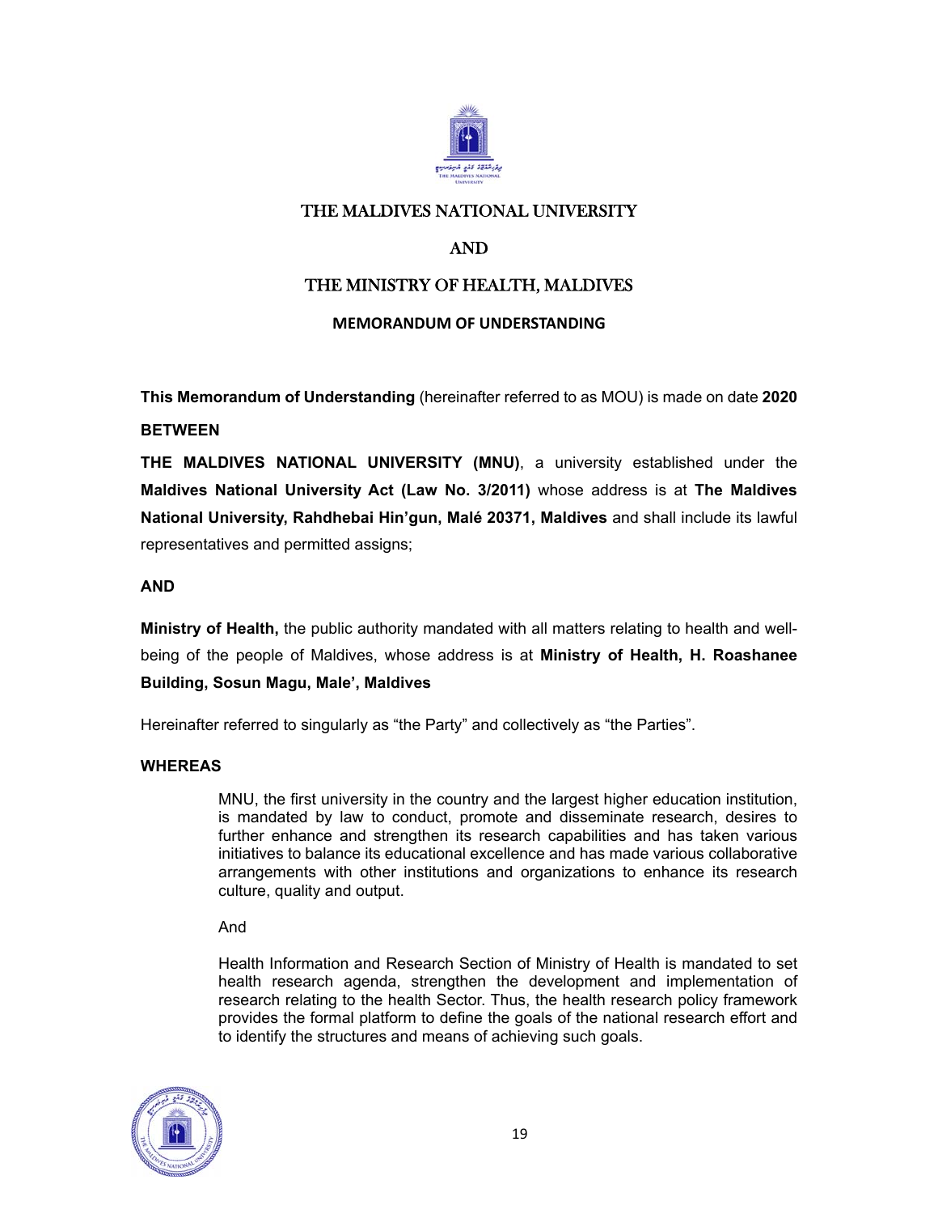# THE MALDIVES NATIONAL UNIVERSITY

# AND

# THE MINISTRY OF HEALTH, MALDIVES

## MEMORANDUM OF UNDERSTANDING

**This Memorandum of Understanding** (hereinafter referred to as MOU) is made on date **2020**

**BETWEEN**

**THE MALDIVES NATIONAL UNIVERSITY (MNU)**, a university established under the **Maldives National University Act (Law No. 3/2011)** whose address is at **The Maldives National University, Rahdhebai Hin'gun, Malé 20371, Maldives** and shall include its lawful representatives and permitted assigns;

**AND**

**Ministry of Health,** the public authority mandated with all matters relating to health and well-being of the people of Maldives, whose address is at **Ministry of Health, H. Roashanee Building, Sosun Magu, Male', Maldives**

Hereinafter referred to singularly as "the Party" and collectively as "the Parties".

**WHEREAS**

MNU, the first university in the country and the largest higher education institution, is mandated by law to conduct, promote and disseminate research, desires to further enhance and strengthen its research capabilities and has taken various initiatives to balance its educational excellence and has made various collaborative arrangements with other institutions and organizations to enhance its research culture, quality and output.

And

Health Information and Research Section of Ministry of Health is mandated to set health research agenda, strengthen the development and implementation of research relating to the health Sector. Thus, the health research policy framework provides the formal platform to define the goals of the national research effort and to identify the structures and means of achieving such goals.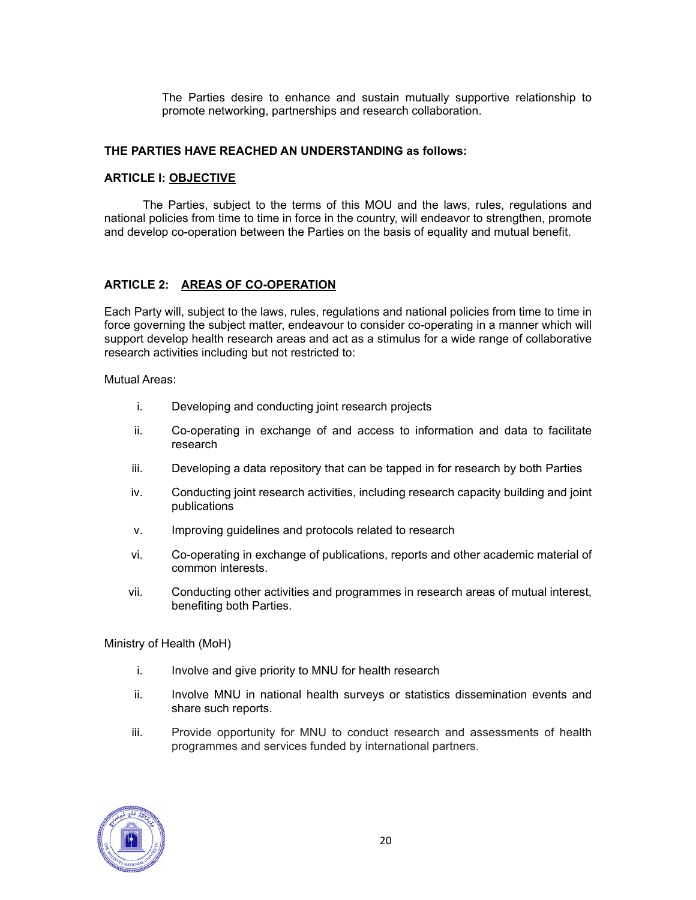The Parties desire to enhance and sustain mutually supportive relationship to promote networking, partnerships and research collaboration.

**THE PARTIES HAVE REACHED AN UNDERSTANDING as follows:**

**ARTICLE I: OBJECTIVE**

The Parties, subject to the terms of this MOU and the laws, rules, regulations and national policies from time to time in force in the country, will endeavor to strengthen, promote and develop co-operation between the Parties on the basis of equality and mutual benefit.

**ARTICLE 2: AREAS OF CO-OPERATION**

Each Party will, subject to the laws, rules, regulations and national policies from time to time in force governing the subject matter, endeavour to consider co-operating in a manner which will support develop health research areas and act as a stimulus for a wide range of collaborative research activities including but not restricted to:

Mutual Areas:

i. Developing and conducting joint research projects

ii. Co-operating in exchange of and access to information and data to facilitate research

iii. Developing a data repository that can be tapped in for research by both Parties

iv. Conducting joint research activities, including research capacity building and joint publications

v. Improving guidelines and protocols related to research

vi. Co-operating in exchange of publications, reports and other academic material of common interests.

vii. Conducting other activities and programmes in research areas of mutual interest, benefiting both Parties.

Ministry of Health (MoH)

i. Involve and give priority to MNU for health research

ii. Involve MNU in national health surveys or statistics dissemination events and share such reports.

iii. Provide opportunity for MNU to conduct research and assessments of health programmes and services funded by international partners.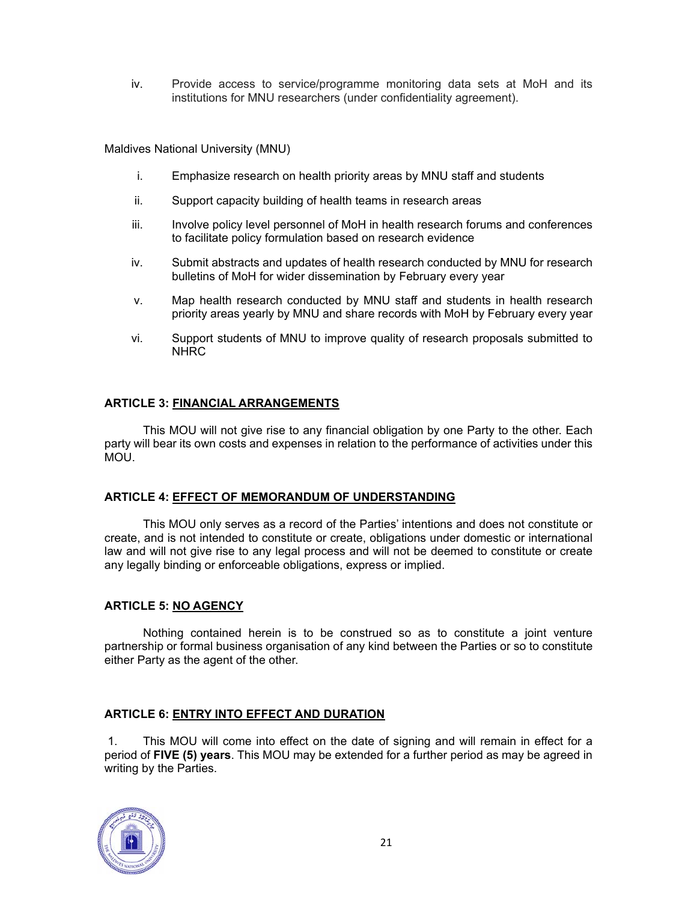iv. Provide access to service/programme monitoring data sets at MoH and its institutions for MNU researchers (under confidentiality agreement).

Maldives National University (MNU)

i. Emphasize research on health priority areas by MNU staff and students

ii. Support capacity building of health teams in research areas

iii. Involve policy level personnel of MoH in health research forums and conferences to facilitate policy formulation based on research evidence

iv. Submit abstracts and updates of health research conducted by MNU for research bulletins of MoH for wider dissemination by February every year

v. Map health research conducted by MNU staff and students in health research priority areas yearly by MNU and share records with MoH by February every year

vi. Support students of MNU to improve quality of research proposals submitted to NHRC

**ARTICLE 3: FINANCIAL ARRANGEMENTS**

This MOU will not give rise to any financial obligation by one Party to the other. Each party will bear its own costs and expenses in relation to the performance of activities under this MOU.

**ARTICLE 4: EFFECT OF MEMORANDUM OF UNDERSTANDING**

This MOU only serves as a record of the Parties' intentions and does not constitute or create, and is not intended to constitute or create, obligations under domestic or international law and will not give rise to any legal process and will not be deemed to constitute or create any legally binding or enforceable obligations, express or implied.

**ARTICLE 5: NO AGENCY**

Nothing contained herein is to be construed so as to constitute a joint venture partnership or formal business organisation of any kind between the Parties or so to constitute either Party as the agent of the other.

**ARTICLE 6: ENTRY INTO EFFECT AND DURATION**

1. This MOU will come into effect on the date of signing and will remain in effect for a period of **FIVE (5) years**. This MOU may be extended for a further period as may be agreed in writing by the Parties.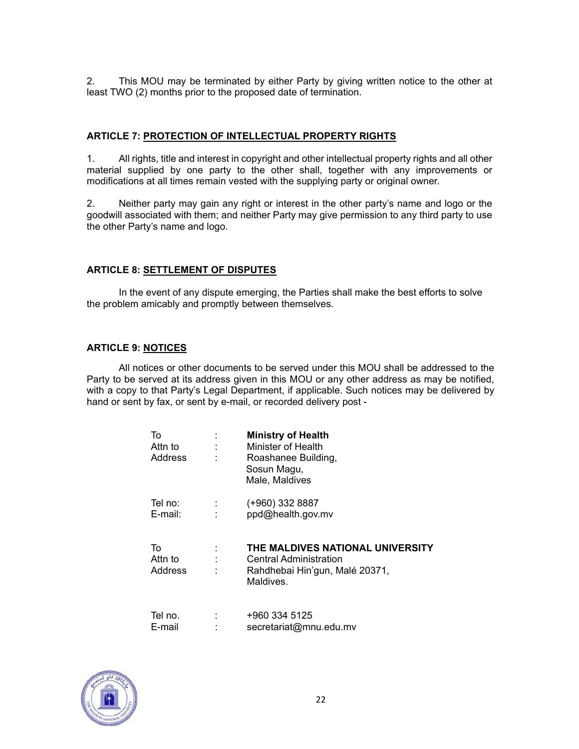2. This MOU may be terminated by either Party by giving written notice to the other at least TWO (2) months prior to the proposed date of termination.

### ARTICLE 7: PROTECTION OF INTELLECTUAL PROPERTY RIGHTS

1. All rights, title and interest in copyright and other intellectual property rights and all other material supplied by one party to the other shall, together with any improvements or modifications at all times remain vested with the supplying party or original owner.

2. Neither party may gain any right or interest in the other party's name and logo or the goodwill associated with them; and neither Party may give permission to any third party to use the other Party's name and logo.

### ARTICLE 8: SETTLEMENT OF DISPUTES

In the event of any dispute emerging, the Parties shall make the best efforts to solve the problem amicably and promptly between themselves.

### ARTICLE 9: NOTICES

All notices or other documents to be served under this MOU shall be addressed to the Party to be served at its address given in this MOU or any other address as may be notified, with a copy to that Party's Legal Department, if applicable. Such notices may be delivered by hand or sent by fax, or sent by e-mail, or recorded delivery post -

| | | |
|---|---|---|
| To | : | **Ministry of Health** |
| Attn to | : | Minister of Health |
| Address | : | Roashanee Building, Sosun Magu, Male, Maldives |
| Tel no: | : | (+960) 332 8887 |
| E-mail: | : | ppd@health.gov.mv |

| | | |
|---|---|---|
| To | : | **THE MALDIVES NATIONAL UNIVERSITY** |
| Attn to | : | Central Administration |
| Address | : | Rahdhebai Hin'gun, Malé 20371, Maldives. |
| Tel no. | : | +960 334 5125 |
| E-mail | : | secretariat@mnu.edu.mv |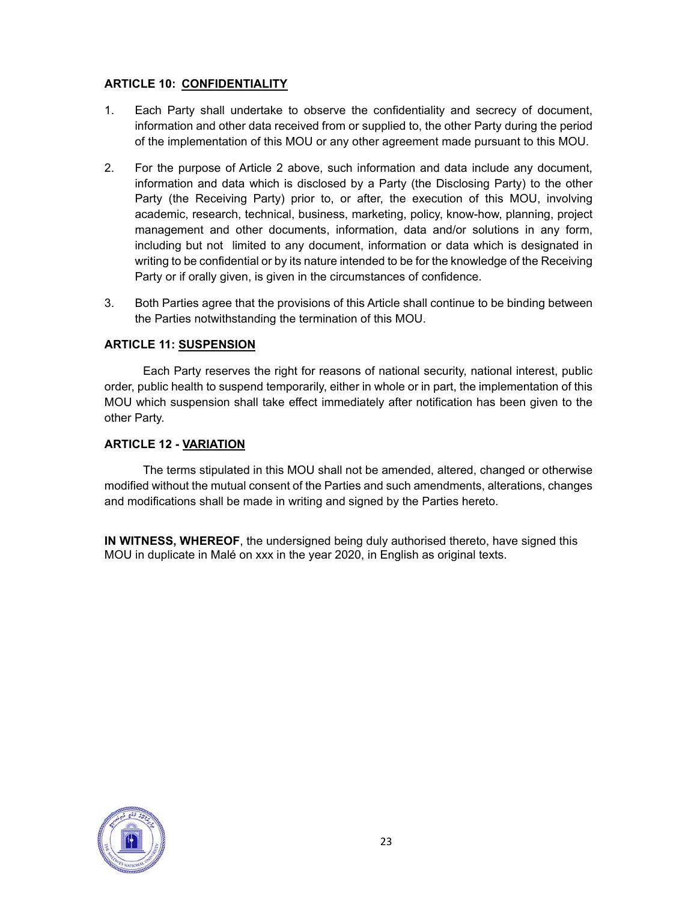**ARTICLE 10: <u>CONFIDENTIALITY</u>**

1. Each Party shall undertake to observe the confidentiality and secrecy of document, information and other data received from or supplied to, the other Party during the period of the implementation of this MOU or any other agreement made pursuant to this MOU.

2. For the purpose of Article 2 above, such information and data include any document, information and data which is disclosed by a Party (the Disclosing Party) to the other Party (the Receiving Party) prior to, or after, the execution of this MOU, involving academic, research, technical, business, marketing, policy, know-how, planning, project management and other documents, information, data and/or solutions in any form, including but not limited to any document, information or data which is designated in writing to be confidential or by its nature intended to be for the knowledge of the Receiving Party or if orally given, is given in the circumstances of confidence.

3. Both Parties agree that the provisions of this Article shall continue to be binding between the Parties notwithstanding the termination of this MOU.

**ARTICLE 11: <u>SUSPENSION</u>**

Each Party reserves the right for reasons of national security, national interest, public order, public health to suspend temporarily, either in whole or in part, the implementation of this MOU which suspension shall take effect immediately after notification has been given to the other Party.

**ARTICLE 12 - <u>VARIATION</u>**

The terms stipulated in this MOU shall not be amended, altered, changed or otherwise modified without the mutual consent of the Parties and such amendments, alterations, changes and modifications shall be made in writing and signed by the Parties hereto.

**IN WITNESS, WHEREOF**, the undersigned being duly authorised thereto, have signed this MOU in duplicate in Malé on xxx in the year 2020, in English as original texts.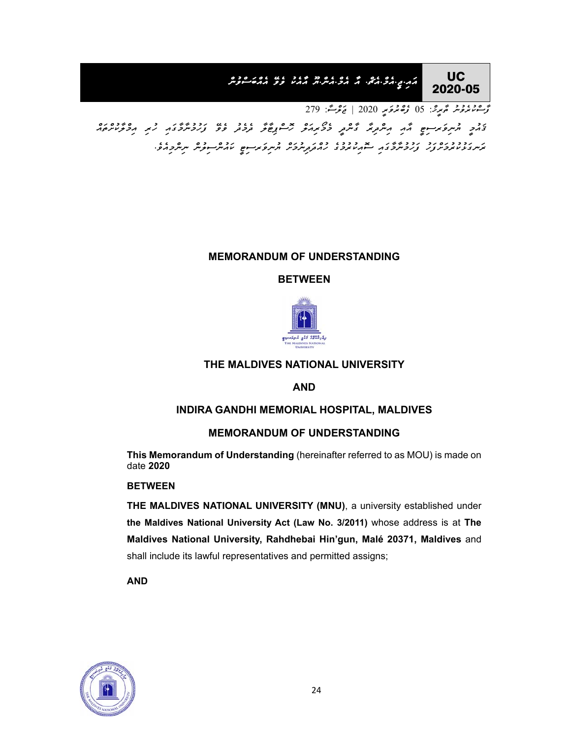ގައުމީ ޔުނިވަރސިޓީ އާއި އިންދިރާ ގާންދީ މެމޯރިއަލް ހޮސްޕިޓަލް ދެމެދު ވެވޭ ފަހުމުނާމާގައި ހުރި އިލްތިޒާމުތައް ރަނގަޅުކުރުމަށްފަހު ފަހުމުނާމާގައި ސޮއިކުރުމުގެ ހުއްދަ ޔުނިވަރސިޓީ ކައުންސިލުން ނިންމިއެވެ.

## MEMORANDUM OF UNDERSTANDING

## BETWEEN

## THE MALDIVES NATIONAL UNIVERSITY

## AND

## INDIRA GANDHI MEMORIAL HOSPITAL, MALDIVES

## MEMORANDUM OF UNDERSTANDING

**This Memorandum of Understanding** (hereinafter referred to as MOU) is made on date **2020**

**BETWEEN**

**THE MALDIVES NATIONAL UNIVERSITY (MNU)**, a university established under **the Maldives National University Act (Law No. 3/2011)** whose address is at **The Maldives National University, Rahdhebai Hin'gun, Malé 20371, Maldives** and shall include its lawful representatives and permitted assigns;

**AND**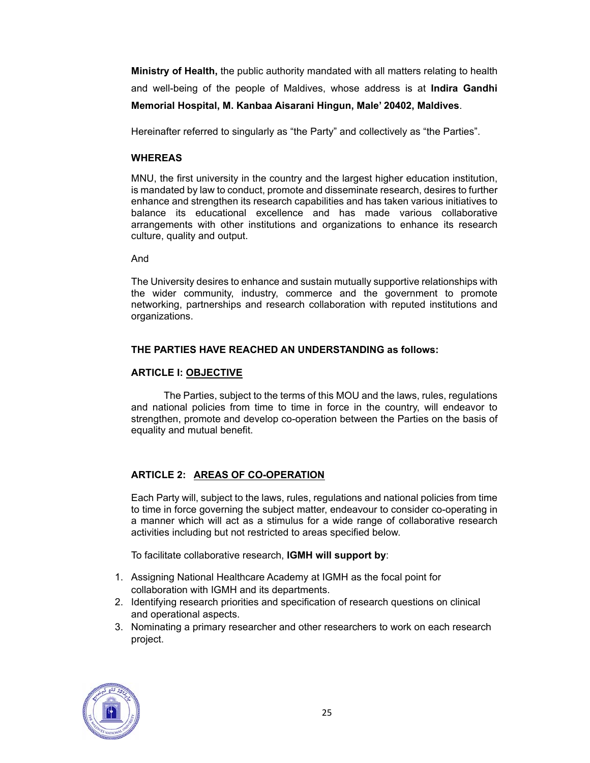**Ministry of Health,** the public authority mandated with all matters relating to health and well-being of the people of Maldives, whose address is at **Indira Gandhi Memorial Hospital, M. Kanbaa Aisarani Hingun, Male' 20402, Maldives**.

Hereinafter referred to singularly as "the Party" and collectively as "the Parties".

**WHEREAS**

MNU, the first university in the country and the largest higher education institution, is mandated by law to conduct, promote and disseminate research, desires to further enhance and strengthen its research capabilities and has taken various initiatives to balance its educational excellence and has made various collaborative arrangements with other institutions and organizations to enhance its research culture, quality and output.

And

The University desires to enhance and sustain mutually supportive relationships with the wider community, industry, commerce and the government to promote networking, partnerships and research collaboration with reputed institutions and organizations.

**THE PARTIES HAVE REACHED AN UNDERSTANDING as follows:**

**ARTICLE I: OBJECTIVE**

The Parties, subject to the terms of this MOU and the laws, rules, regulations and national policies from time to time in force in the country, will endeavor to strengthen, promote and develop co-operation between the Parties on the basis of equality and mutual benefit.

**ARTICLE 2: AREAS OF CO-OPERATION**

Each Party will, subject to the laws, rules, regulations and national policies from time to time in force governing the subject matter, endeavour to consider co-operating in a manner which will act as a stimulus for a wide range of collaborative research activities including but not restricted to areas specified below.

To facilitate collaborative research, **IGMH will support by**:

1. Assigning National Healthcare Academy at IGMH as the focal point for collaboration with IGMH and its departments.
2. Identifying research priorities and specification of research questions on clinical and operational aspects.
3. Nominating a primary researcher and other researchers to work on each research project.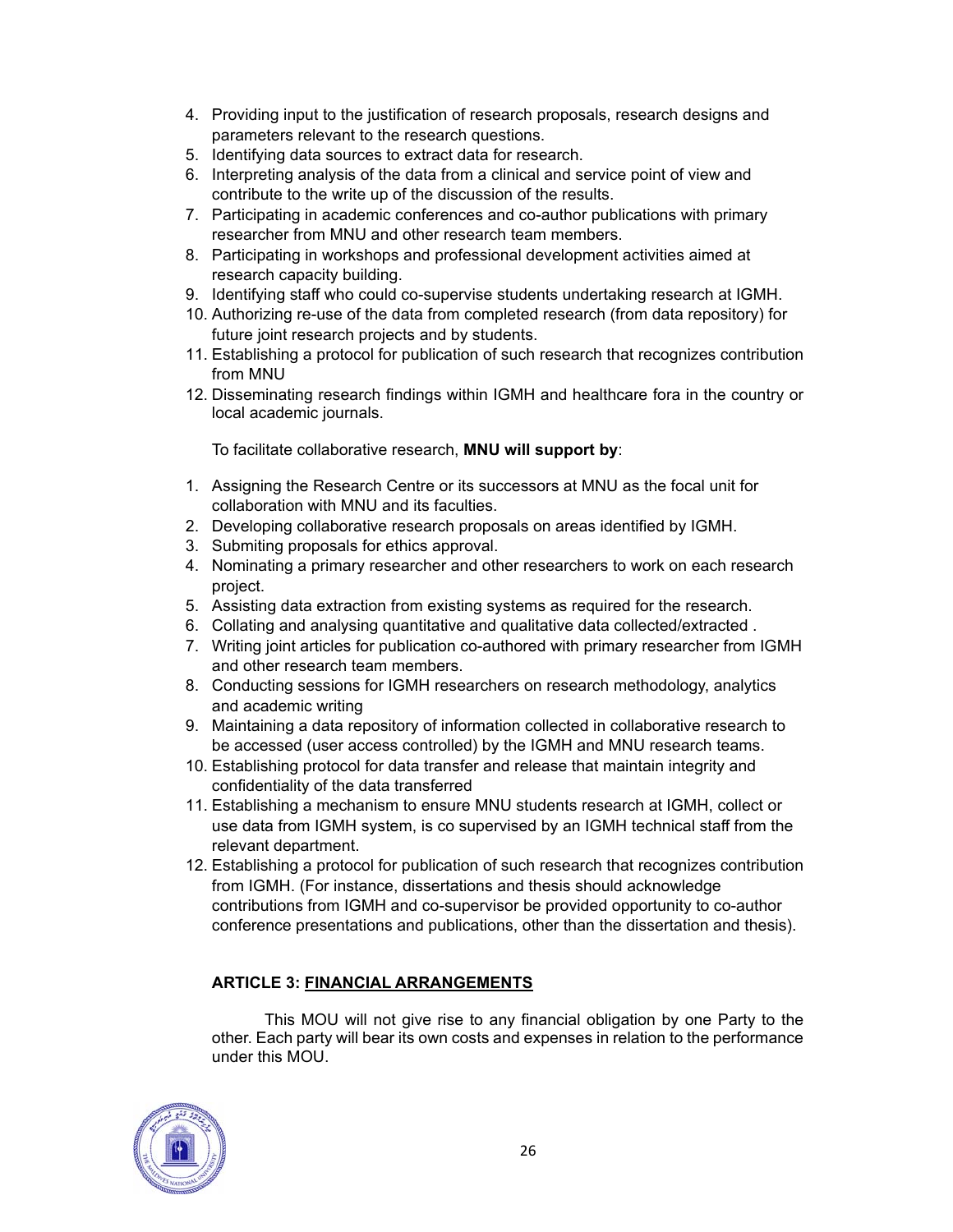4. Providing input to the justification of research proposals, research designs and parameters relevant to the research questions.
5. Identifying data sources to extract data for research.
6. Interpreting analysis of the data from a clinical and service point of view and contribute to the write up of the discussion of the results.
7. Participating in academic conferences and co-author publications with primary researcher from MNU and other research team members.
8. Participating in workshops and professional development activities aimed at research capacity building.
9. Identifying staff who could co-supervise students undertaking research at IGMH.
10. Authorizing re-use of the data from completed research (from data repository) for future joint research projects and by students.
11. Establishing a protocol for publication of such research that recognizes contribution from MNU
12. Disseminating research findings within IGMH and healthcare fora in the country or local academic journals.

To facilitate collaborative research, **MNU will support by**:

1. Assigning the Research Centre or its successors at MNU as the focal unit for collaboration with MNU and its faculties.
2. Developing collaborative research proposals on areas identified by IGMH.
3. Submiting proposals for ethics approval.
4. Nominating a primary researcher and other researchers to work on each research project.
5. Assisting data extraction from existing systems as required for the research.
6. Collating and analysing quantitative and qualitative data collected/extracted .
7. Writing joint articles for publication co-authored with primary researcher from IGMH and other research team members.
8. Conducting sessions for IGMH researchers on research methodology, analytics and academic writing
9. Maintaining a data repository of information collected in collaborative research to be accessed (user access controlled) by the IGMH and MNU research teams.
10. Establishing protocol for data transfer and release that maintain integrity and confidentiality of the data transferred
11. Establishing a mechanism to ensure MNU students research at IGMH, collect or use data from IGMH system, is co supervised by an IGMH technical staff from the relevant department.
12. Establishing a protocol for publication of such research that recognizes contribution from IGMH. (For instance, dissertations and thesis should acknowledge contributions from IGMH and co-supervisor be provided opportunity to co-author conference presentations and publications, other than the dissertation and thesis).

**ARTICLE 3: FINANCIAL ARRANGEMENTS**

This MOU will not give rise to any financial obligation by one Party to the other. Each party will bear its own costs and expenses in relation to the performance under this MOU.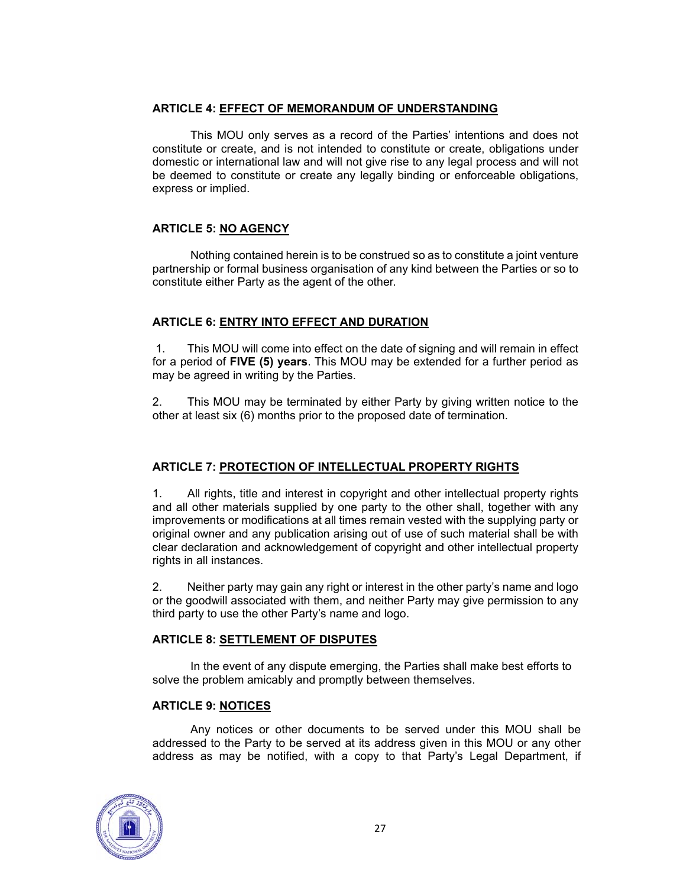### ARTICLE 4: EFFECT OF MEMORANDUM OF UNDERSTANDING

This MOU only serves as a record of the Parties' intentions and does not constitute or create, and is not intended to constitute or create, obligations under domestic or international law and will not give rise to any legal process and will not be deemed to constitute or create any legally binding or enforceable obligations, express or implied.

### ARTICLE 5: NO AGENCY

Nothing contained herein is to be construed so as to constitute a joint venture partnership or formal business organisation of any kind between the Parties or so to constitute either Party as the agent of the other.

### ARTICLE 6: ENTRY INTO EFFECT AND DURATION

1. This MOU will come into effect on the date of signing and will remain in effect for a period of **FIVE (5) years**. This MOU may be extended for a further period as may be agreed in writing by the Parties.

2. This MOU may be terminated by either Party by giving written notice to the other at least six (6) months prior to the proposed date of termination.

### ARTICLE 7: PROTECTION OF INTELLECTUAL PROPERTY RIGHTS

1. All rights, title and interest in copyright and other intellectual property rights and all other materials supplied by one party to the other shall, together with any improvements or modifications at all times remain vested with the supplying party or original owner and any publication arising out of use of such material shall be with clear declaration and acknowledgement of copyright and other intellectual property rights in all instances.

2. Neither party may gain any right or interest in the other party's name and logo or the goodwill associated with them, and neither Party may give permission to any third party to use the other Party's name and logo.

### ARTICLE 8: SETTLEMENT OF DISPUTES

In the event of any dispute emerging, the Parties shall make best efforts to solve the problem amicably and promptly between themselves.

### ARTICLE 9: NOTICES

Any notices or other documents to be served under this MOU shall be addressed to the Party to be served at its address given in this MOU or any other address as may be notified, with a copy to that Party's Legal Department, if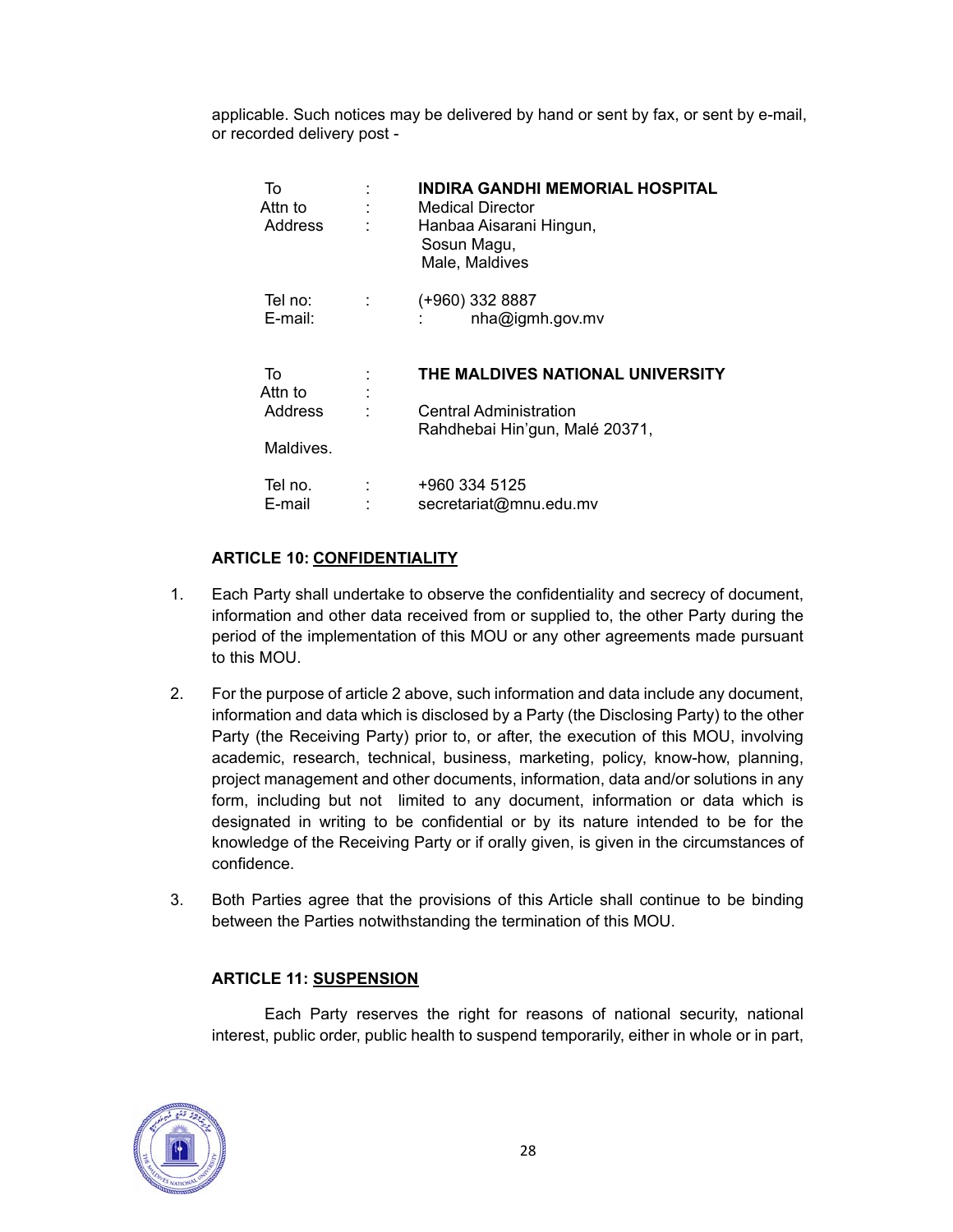applicable. Such notices may be delivered by hand or sent by fax, or sent by e-mail, or recorded delivery post -

| | | |
|---|---|---|
| To | : | **INDIRA GANDHI MEMORIAL HOSPITAL** |
| Attn to | : | Medical Director |
| Address | : | Hanbaa Aisarani Hingun, Sosun Magu, Male, Maldives |
| Tel no: | : | (+960) 332 8887 |
| E-mail: | : | nha@igmh.gov.mv |

| | | |
|---|---|---|
| To | : | **THE MALDIVES NATIONAL UNIVERSITY** |
| Attn to | : | |
| Address | : | Central Administration Rahdhebai Hin'gun, Malé 20371, Maldives. |
| Tel no. | : | +960 334 5125 |
| E-mail | : | secretariat@mnu.edu.mv |

**ARTICLE 10: CONFIDENTIALITY**

1. Each Party shall undertake to observe the confidentiality and secrecy of document, information and other data received from or supplied to, the other Party during the period of the implementation of this MOU or any other agreements made pursuant to this MOU.

2. For the purpose of article 2 above, such information and data include any document, information and data which is disclosed by a Party (the Disclosing Party) to the other Party (the Receiving Party) prior to, or after, the execution of this MOU, involving academic, research, technical, business, marketing, policy, know-how, planning, project management and other documents, information, data and/or solutions in any form, including but not limited to any document, information or data which is designated in writing to be confidential or by its nature intended to be for the knowledge of the Receiving Party or if orally given, is given in the circumstances of confidence.

3. Both Parties agree that the provisions of this Article shall continue to be binding between the Parties notwithstanding the termination of this MOU.

**ARTICLE 11: SUSPENSION**

Each Party reserves the right for reasons of national security, national interest, public order, public health to suspend temporarily, either in whole or in part,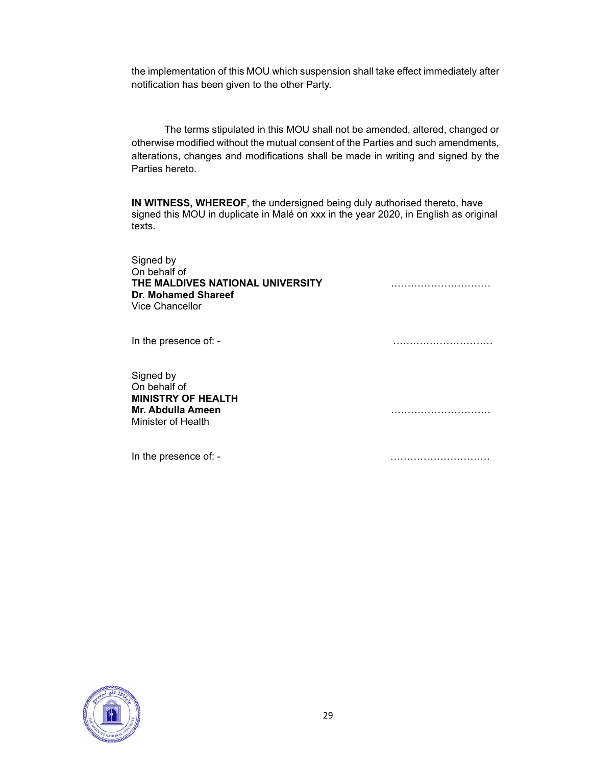the implementation of this MOU which suspension shall take effect immediately after notification has been given to the other Party.

The terms stipulated in this MOU shall not be amended, altered, changed or otherwise modified without the mutual consent of the Parties and such amendments, alterations, changes and modifications shall be made in writing and signed by the Parties hereto.

**IN WITNESS, WHEREOF**, the undersigned being duly authorised thereto, have signed this MOU in duplicate in Malé on xxx in the year 2020, in English as original texts.

Signed by
On behalf of
**THE MALDIVES NATIONAL UNIVERSITY** …………………………
**Dr. Mohamed Shareef**
Vice Chancellor

In the presence of: - …………………………

Signed by
On behalf of
**MINISTRY OF HEALTH**
**Mr. Abdulla Ameen** …………………………
Minister of Health

In the presence of: - …………………………